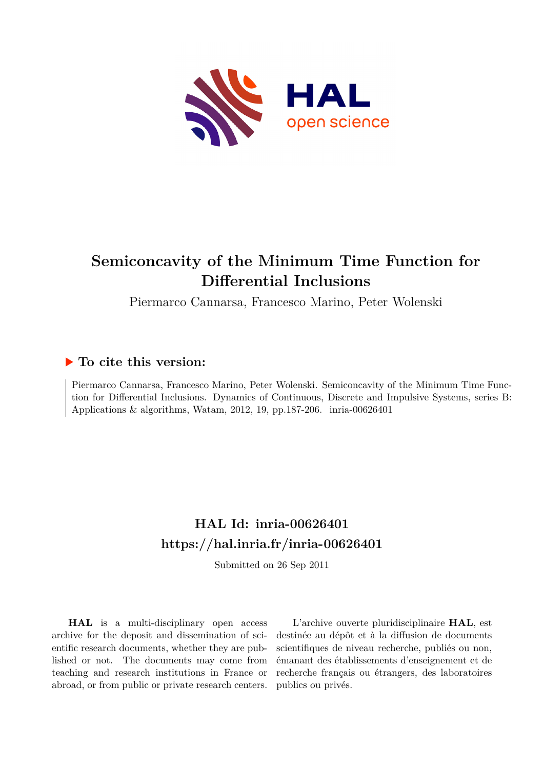# Semiconcavity of the Minimum Time Function for Differential Inclusions

Piermarco Cannarsa, Francesco Marino, Peter Wolenski

## ▶ To cite this version:

Piermarco Cannarsa, Francesco Marino, Peter Wolenski. Semiconcavity of the Minimum Time Function for Differential Inclusions. Dynamics of Continuous, Discrete and Impulsive Systems, series B: Applications & algorithms, Watam, 2012, 19, pp.187-206. inria-00626401

## HAL Id: inria-00626401

## https://hal.inria.fr/inria-00626401

Submitted on 26 Sep 2011

**HAL** is a multi-disciplinary open access archive for the deposit and dissemination of scientific research documents, whether they are published or not. The documents may come from teaching and research institutions in France or abroad, or from public or private research centers.

L'archive ouverte pluridisciplinaire **HAL**, est destinée au dépôt et à la diffusion de documents scientifiques de niveau recherche, publiés ou non, émanant des établissements d'enseignement et de recherche français ou étrangers, des laboratoires publics ou privés.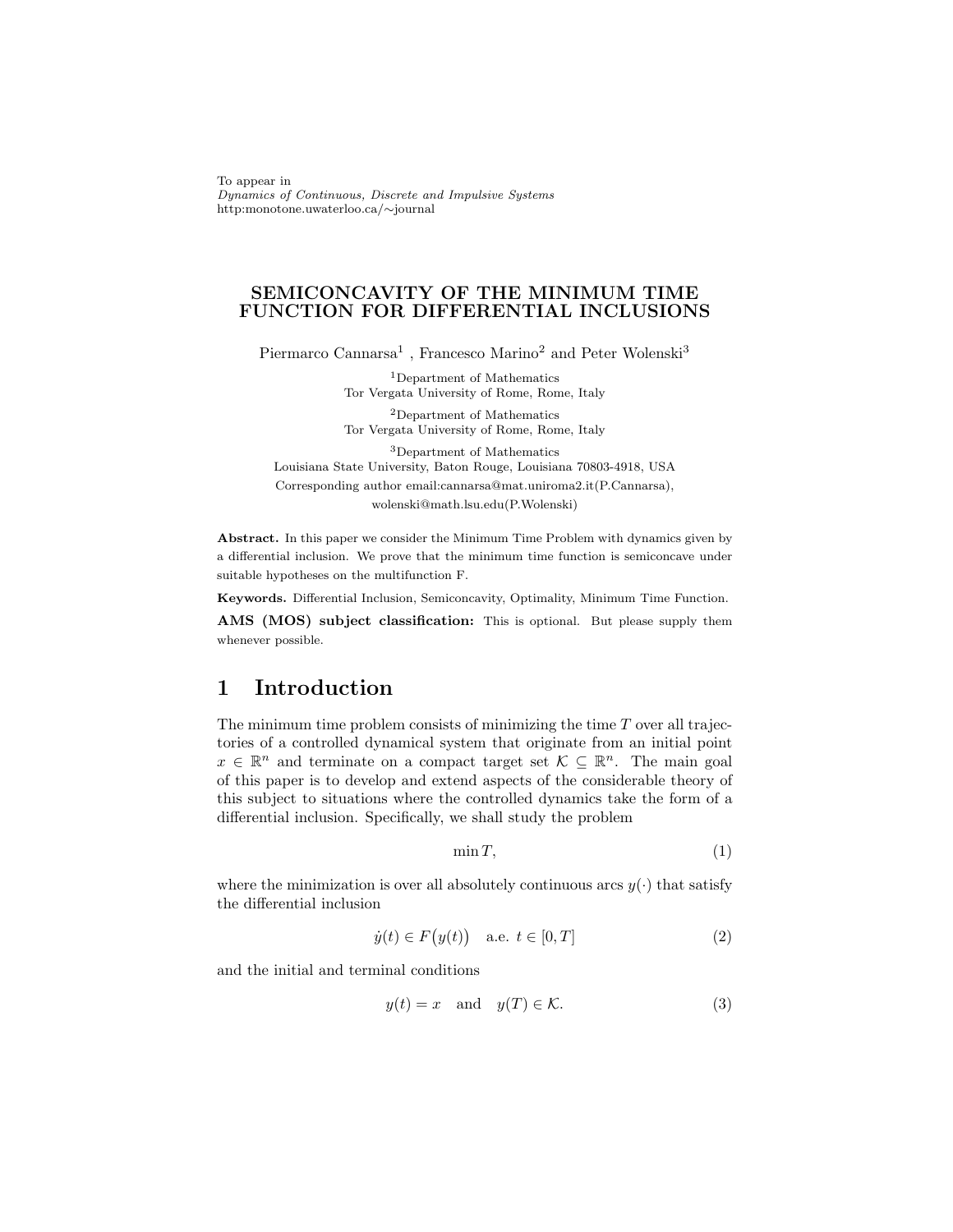To appear in
*Dynamics of Continuous, Discrete and Impulsive Systems*
http:monotone.uwaterloo.ca/∼journal

# SEMICONCAVITY OF THE MINIMUM TIME FUNCTION FOR DIFFERENTIAL INCLUSIONS

Piermarco Cannarsa[1] , Francesco Marino[2] and Peter Wolenski[3]

[1]Department of Mathematics
Tor Vergata University of Rome, Rome, Italy

[2]Department of Mathematics
Tor Vergata University of Rome, Rome, Italy

[3]Department of Mathematics
Louisiana State University, Baton Rouge, Louisiana 70803-4918, USA

Corresponding author email:cannarsa@mat.uniroma2.it(P.Cannarsa),
wolenski@math.lsu.edu(P.Wolenski)

**Abstract.** In this paper we consider the Minimum Time Problem with dynamics given by a differential inclusion. We prove that the minimum time function is semiconcave under suitable hypotheses on the multifunction F.

**Keywords.** Differential Inclusion, Semiconcavity, Optimality, Minimum Time Function.

**AMS (MOS) subject classification:** This is optional. But please supply them whenever possible.

## 1 Introduction

The minimum time problem consists of minimizing the time $T$ over all trajectories of a controlled dynamical system that originate from an initial point $x \in \mathbb{R}^n$ and terminate on a compact target set $\mathcal{K} \subseteq \mathbb{R}^n$. The main goal of this paper is to develop and extend aspects of the considerable theory of this subject to situations where the controlled dynamics take the form of a differential inclusion. Specifically, we shall study the problem

$$\min T, \tag{1}$$

where the minimization is over all absolutely continuous arcs $y(\cdot)$ that satisfy the differential inclusion

$$\dot{y}(t) \in F\big(y(t)\big) \quad \text{a.e. } t \in [0, T] \tag{2}$$

and the initial and terminal conditions

$$y(t) = x \quad \text{and} \quad y(T) \in \mathcal{K}. \tag{3}$$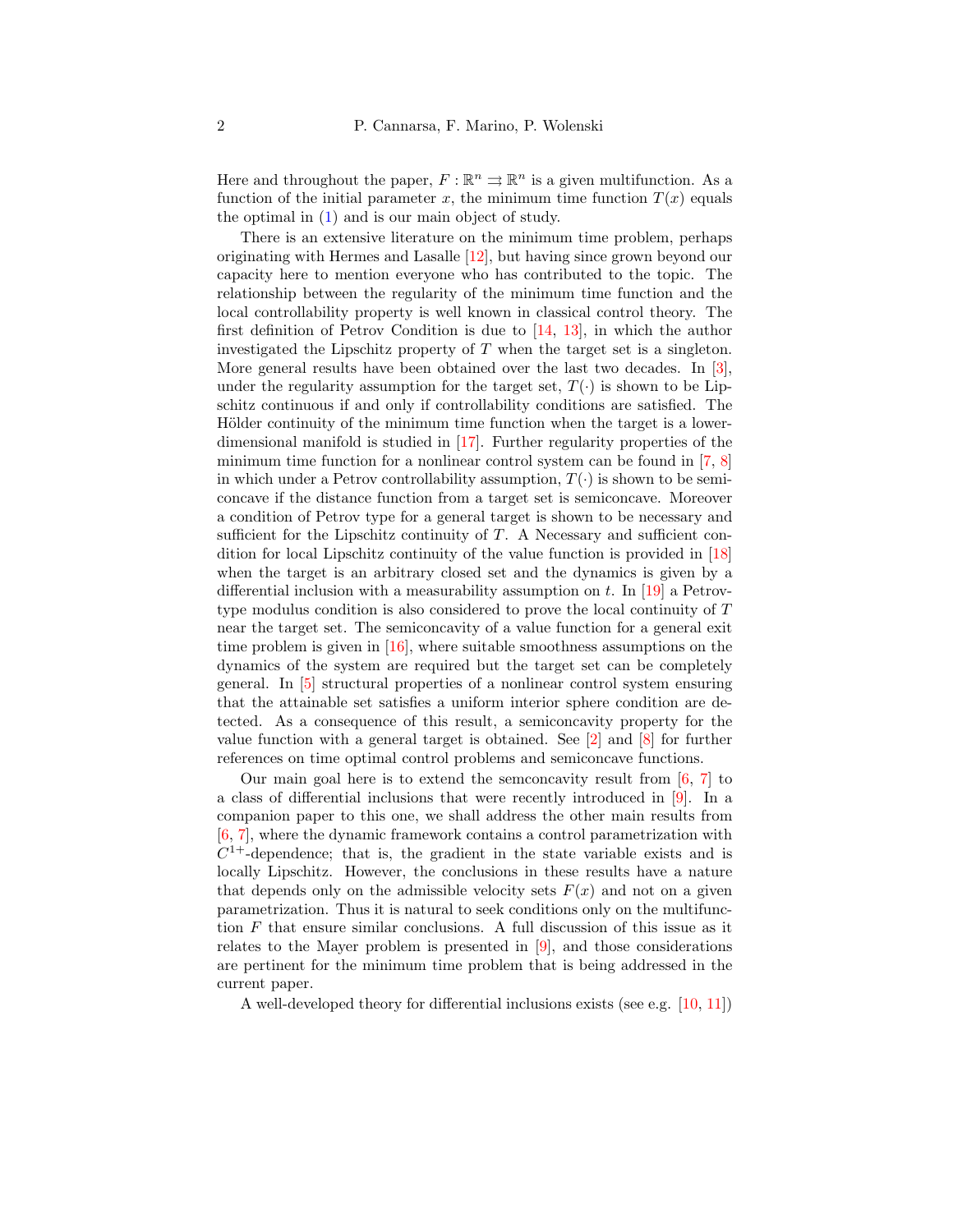Here and throughout the paper, $F : \mathbb{R}^n \rightrightarrows \mathbb{R}^n$ is a given multifunction. As a function of the initial parameter $x$, the minimum time function $T(x)$ equals the optimal in (1) and is our main object of study.

There is an extensive literature on the minimum time problem, perhaps originating with Hermes and Lasalle [12], but having since grown beyond our capacity here to mention everyone who has contributed to the topic. The relationship between the regularity of the minimum time function and the local controllability property is well known in classical control theory. The first definition of Petrov Condition is due to [14, 13], in which the author investigated the Lipschitz property of $T$ when the target set is a singleton. More general results have been obtained over the last two decades. In [3], under the regularity assumption for the target set, $T(\cdot)$ is shown to be Lipschitz continuous if and only if controllability conditions are satisfied. The Hölder continuity of the minimum time function when the target is a lower-dimensional manifold is studied in [17]. Further regularity properties of the minimum time function for a nonlinear control system can be found in [7, 8] in which under a Petrov controllability assumption, $T(\cdot)$ is shown to be semiconcave if the distance function from a target set is semiconcave. Moreover a condition of Petrov type for a general target is shown to be necessary and sufficient for the Lipschitz continuity of $T$. A Necessary and sufficient condition for local Lipschitz continuity of the value function is provided in [18] when the target is an arbitrary closed set and the dynamics is given by a differential inclusion with a measurability assumption on $t$. In [19] a Petrov-type modulus condition is also considered to prove the local continuity of $T$ near the target set. The semiconcavity of a value function for a general exit time problem is given in [16], where suitable smoothness assumptions on the dynamics of the system are required but the target set can be completely general. In [5] structural properties of a nonlinear control system ensuring that the attainable set satisfies a uniform interior sphere condition are detected. As a consequence of this result, a semiconcavity property for the value function with a general target is obtained. See [2] and [8] for further references on time optimal control problems and semiconcave functions.

Our main goal here is to extend the semconcavity result from [6, 7] to a class of differential inclusions that were recently introduced in [9]. In a companion paper to this one, we shall address the other main results from [6, 7], where the dynamic framework contains a control parametrization with $C^{1+}$-dependence; that is, the gradient in the state variable exists and is locally Lipschitz. However, the conclusions in these results have a nature that depends only on the admissible velocity sets $F(x)$ and not on a given parametrization. Thus it is natural to seek conditions only on the multifunction $F$ that ensure similar conclusions. A full discussion of this issue as it relates to the Mayer problem is presented in [9], and those considerations are pertinent for the minimum time problem that is being addressed in the current paper.

A well-developed theory for differential inclusions exists (see e.g. [10, 11])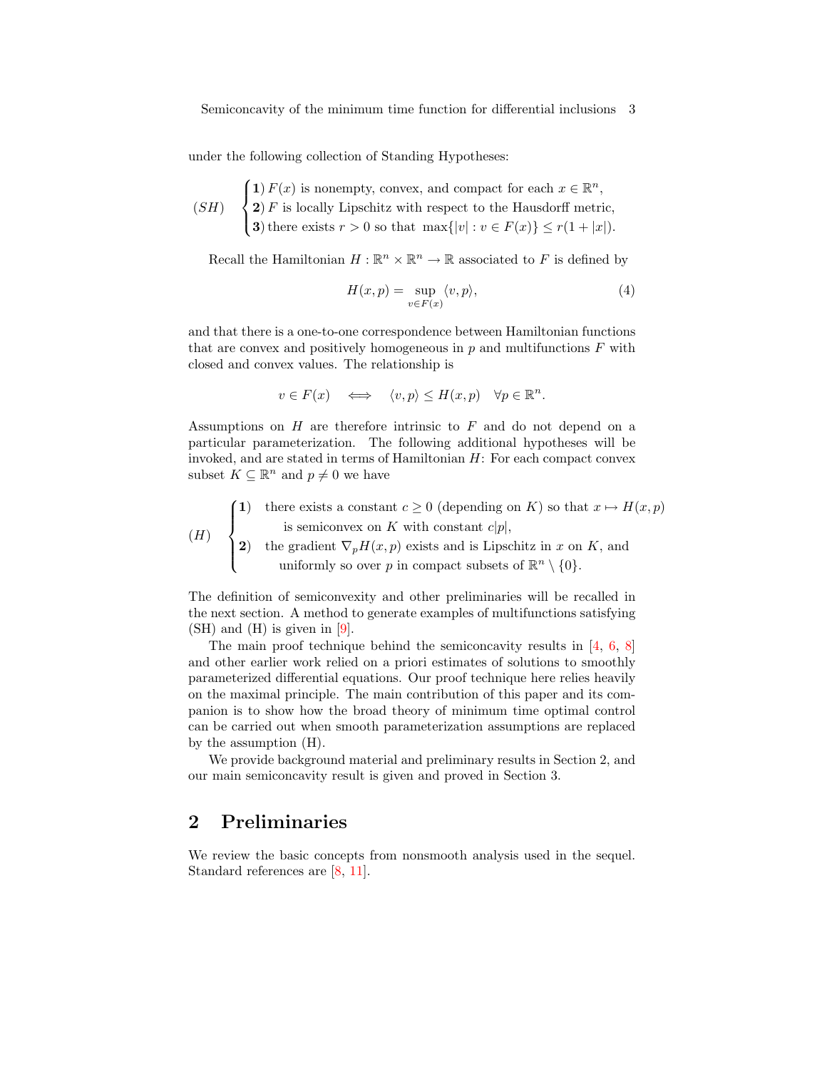under the following collection of Standing Hypotheses:

$$
(SH) \quad \begin{cases} \textbf{1)}\, F(x) \text{ is nonempty, convex, and compact for each } x \in \mathbb{R}^n, \\ \textbf{2)}\, F \text{ is locally Lipschitz with respect to the Hausdorff metric,} \\ \textbf{3)}\, \text{there exists } r > 0 \text{ so that } \max\{|v| : v \in F(x)\} \le r(1 + |x|). \end{cases}
$$

Recall the Hamiltonian $H : \mathbb{R}^n \times \mathbb{R}^n \to \mathbb{R}$ associated to $F$ is defined by

$$
H(x,p) = \sup_{v \in F(x)} \langle v, p \rangle, \tag{4}
$$

and that there is a one-to-one correspondence between Hamiltonian functions that are convex and positively homogeneous in $p$ and multifunctions $F$ with closed and convex values. The relationship is

$$
v \in F(x) \quad \Longleftrightarrow \quad \langle v, p \rangle \le H(x,p) \quad \forall p \in \mathbb{R}^n.
$$

Assumptions on $H$ are therefore intrinsic to $F$ and do not depend on a particular parameterization. The following additional hypotheses will be invoked, and are stated in terms of Hamiltonian $H$: For each compact convex subset $K \subseteq \mathbb{R}^n$ and $p \neq 0$ we have

$$
(H) \quad \begin{cases} \textbf{1)} \quad \text{there exists a constant } c \ge 0 \text{ (depending on } K) \text{ so that } x \mapsto H(x,p) \\ \qquad\quad \text{is semiconvex on } K \text{ with constant } c|p|, \\ \textbf{2)} \quad \text{the gradient } \nabla_p H(x,p) \text{ exists and is Lipschitz in } x \text{ on } K, \text{ and} \\ \qquad\quad \text{uniformly so over } p \text{ in compact subsets of } \mathbb{R}^n \setminus \{0\}. \end{cases}
$$

The definition of semiconvexity and other preliminaries will be recalled in the next section. A method to generate examples of multifunctions satisfying (SH) and (H) is given in [9].

The main proof technique behind the semiconcavity results in [4, 6, 8] and other earlier work relied on a priori estimates of solutions to smoothly parameterized differential equations. Our proof technique here relies heavily on the maximal principle. The main contribution of this paper and its companion is to show how the broad theory of minimum time optimal control can be carried out when smooth parameterization assumptions are replaced by the assumption (H).

We provide background material and preliminary results in Section 2, and our main semiconcavity result is given and proved in Section 3.

## 2 Preliminaries

We review the basic concepts from nonsmooth analysis used in the sequel. Standard references are [8, 11].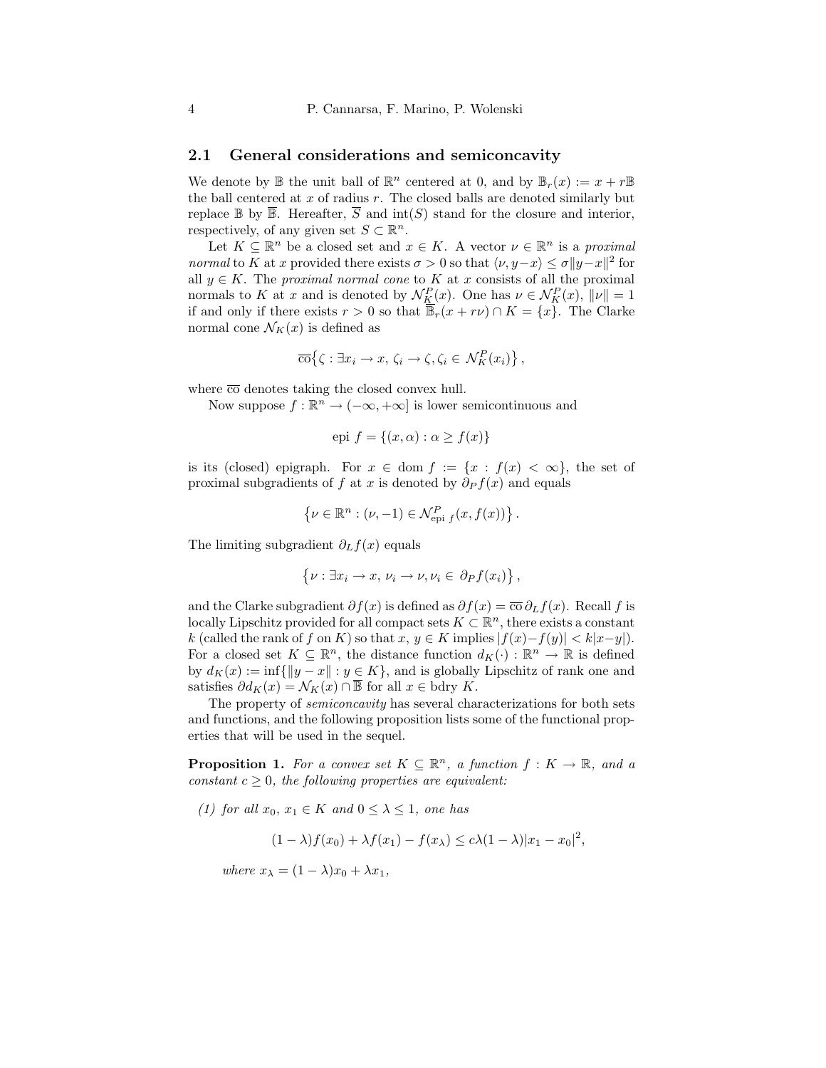### 2.1 General considerations and semiconcavity

We denote by $\mathbb{B}$ the unit ball of $\mathbb{R}^n$ centered at 0, and by $\mathbb{B}_r(x) := x + r\mathbb{B}$ the ball centered at $x$ of radius $r$. The closed balls are denoted similarly but replace $\mathbb{B}$ by $\overline{\mathbb{B}}$. Hereafter, $\overline{S}$ and $\mathrm{int}(S)$ stand for the closure and interior, respectively, of any given set $S \subset \mathbb{R}^n$.

Let $K \subseteq \mathbb{R}^n$ be a closed set and $x \in K$. A vector $\nu \in \mathbb{R}^n$ is a *proximal normal* to $K$ at $x$ provided there exists $\sigma > 0$ so that $\langle \nu, y - x\rangle \leq \sigma \|y - x\|^2$ for all $y \in K$. The *proximal normal cone* to $K$ at $x$ consists of all the proximal normals to $K$ at $x$ and is denoted by $\mathcal{N}_K^P(x)$. One has $\nu \in \mathcal{N}_K^P(x)$, $\|\nu\| = 1$ if and only if there exists $r > 0$ so that $\overline{\mathbb{B}}_r(x + r\nu) \cap K = \{x\}$. The Clarke normal cone $\mathcal{N}_K(x)$ is defined as

$$\overline{\mathrm{co}}\big\{ \zeta : \exists x_i \to x,\, \zeta_i \to \zeta, \zeta_i \in \mathcal{N}_K^P(x_i)\big\}\,,$$

where $\overline{\mathrm{co}}$ denotes taking the closed convex hull.

Now suppose $f : \mathbb{R}^n \to (-\infty, +\infty]$ is lower semicontinuous and

$$\mathrm{epi}\ f = \{(x, \alpha) : \alpha \geq f(x)\}$$

is its (closed) epigraph. For $x \in \mathrm{dom}\, f := \{x : f(x) < \infty\}$, the set of proximal subgradients of $f$ at $x$ is denoted by $\partial_P f(x)$ and equals

$$\left\{ \nu \in \mathbb{R}^n : (\nu, -1) \in \mathcal{N}^P_{\mathrm{epi}\ f}(x, f(x)) \right\}.$$

The limiting subgradient $\partial_L f(x)$ equals

$$\left\{ \nu : \exists x_i \to x,\, \nu_i \to \nu, \nu_i \in\, \partial_P f(x_i) \right\},$$

and the Clarke subgradient $\partial f(x)$ is defined as $\partial f(x) = \overline{\mathrm{co}}\, \partial_L f(x)$. Recall $f$ is locally Lipschitz provided for all compact sets $K \subset \mathbb{R}^n$, there exists a constant $k$ (called the rank of $f$ on $K$) so that $x$, $y \in K$ implies $|f(x) - f(y)| < k|x - y|$). For a closed set $K \subseteq \mathbb{R}^n$, the distance function $d_K(\cdot) : \mathbb{R}^n \to \mathbb{R}$ is defined by $d_K(x) := \inf\{\|y - x\| : y \in K\}$, and is globally Lipschitz of rank one and satisfies $\partial d_K(x) = \mathcal{N}_K(x) \cap \overline{\mathbb{B}}$ for all $x \in \mathrm{bdry}\ K$.

The property of *semiconcavity* has several characterizations for both sets and functions, and the following proposition lists some of the functional properties that will be used in the sequel.

**Proposition 1.** *For a convex set $K \subseteq \mathbb{R}^n$, a function $f : K \to \mathbb{R}$, and a constant $c \geq 0$, the following properties are equivalent:*

*(1) for all $x_0$, $x_1 \in K$ and $0 \leq \lambda \leq 1$, one has*

$$(1 - \lambda) f(x_0) + \lambda f(x_1) - f(x_\lambda) \leq c\lambda(1 - \lambda)|x_1 - x_0|^2,$$

*where $x_\lambda = (1 - \lambda)x_0 + \lambda x_1$,*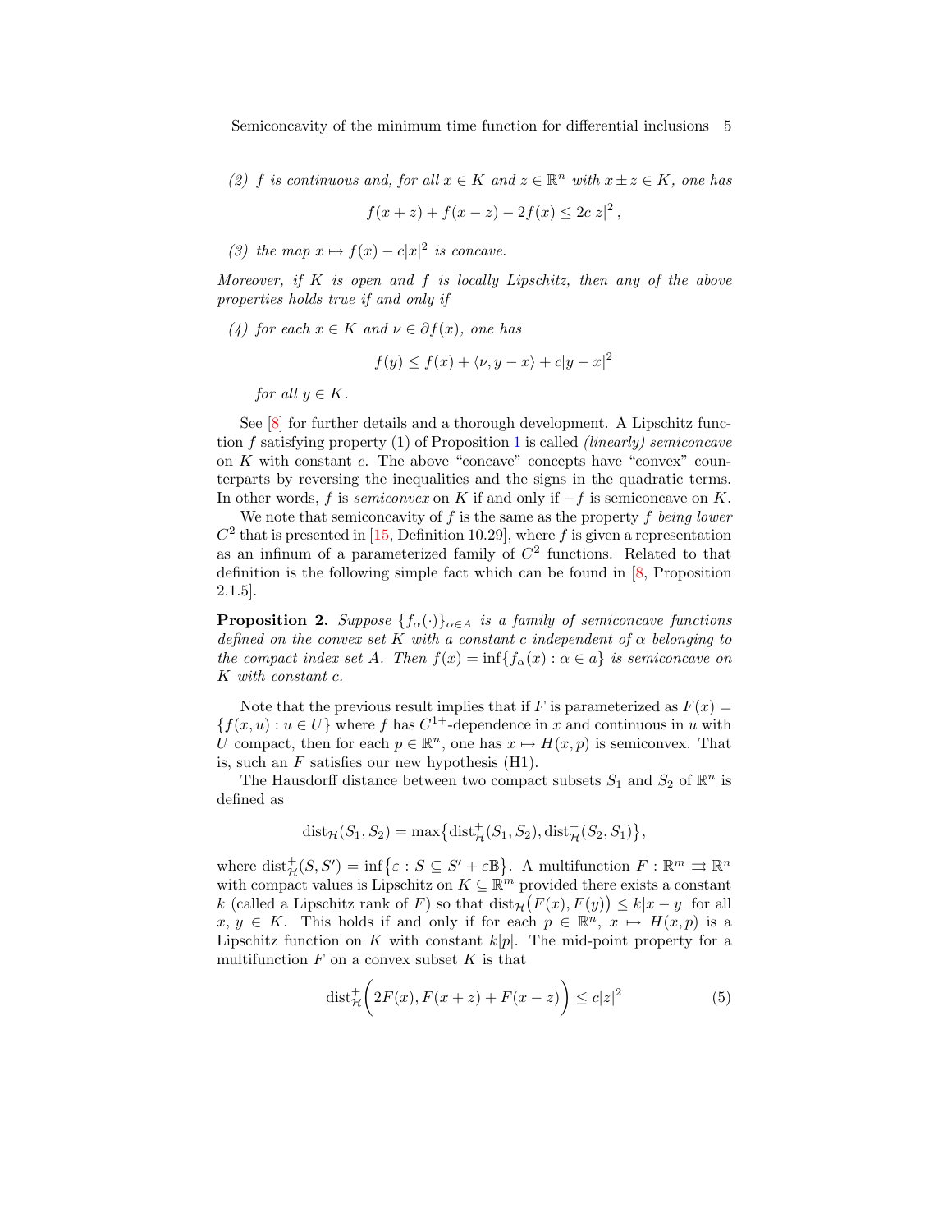*(2)* $f$ *is continuous and, for all* $x \in K$ *and* $z \in \mathbb{R}^n$ *with* $x \pm z \in K$*, one has*

$$f(x+z) + f(x-z) - 2f(x) \leq 2c|z|^2 \, ,$$

*(3) the map* $x \mapsto f(x) - c|x|^2$ *is concave.*

*Moreover, if* $K$ *is open and* $f$ *is locally Lipschitz, then any of the above properties holds true if and only if*

*(4) for each* $x \in K$ *and* $\nu \in \partial f(x)$*, one has*

$$f(y) \leq f(x) + \langle \nu, y - x \rangle + c|y - x|^2$$

*for all* $y \in K$*.*

See [8] for further details and a thorough development. A Lipschitz function $f$ satisfying property (1) of Proposition 1 is called *(linearly) semiconcave* on $K$ with constant $c$. The above "concave" concepts have "convex" counterparts by reversing the inequalities and the signs in the quadratic terms. In other words, $f$ is *semiconvex* on $K$ if and only if $-f$ is semiconcave on $K$.

We note that semiconcavity of $f$ is the same as the property $f$ *being lower* $C^2$ that is presented in [15, Definition 10.29], where $f$ is given a representation as an infinum of a parameterized family of $C^2$ functions. Related to that definition is the following simple fact which can be found in [8, Proposition 2.1.5].

**Proposition 2.** *Suppose* $\{f_\alpha(\cdot)\}_{\alpha \in A}$ *is a family of semiconcave functions defined on the convex set* $K$ *with a constant* $c$ *independent of* $\alpha$ *belonging to the compact index set* $A$*. Then* $f(x) = \inf\{f_\alpha(x) : \alpha \in a\}$ *is semiconcave on* $K$ *with constant* $c$*.*

Note that the previous result implies that if $F$ is parameterized as $F(x) = \{f(x,u) : u \in U\}$ where $f$ has $C^{1+}$-dependence in $x$ and continuous in $u$ with $U$ compact, then for each $p \in \mathbb{R}^n$, one has $x \mapsto H(x,p)$ is semiconvex. That is, such an $F$ satisfies our new hypothesis (H1).

The Hausdorff distance between two compact subsets $S_1$ and $S_2$ of $\mathbb{R}^n$ is defined as

$$\operatorname{dist}_{\mathcal{H}}(S_1, S_2) = \max\bigl\{\operatorname{dist}^+_{\mathcal{H}}(S_1, S_2), \operatorname{dist}^+_{\mathcal{H}}(S_2, S_1)\bigr\},$$

where $\operatorname{dist}^+_{\mathcal{H}}(S, S') = \inf\bigl\{\varepsilon : S \subseteq S' + \varepsilon\mathbb{B}\bigr\}$. A multifunction $F : \mathbb{R}^m \rightrightarrows \mathbb{R}^n$ with compact values is Lipschitz on $K \subseteq \mathbb{R}^m$ provided there exists a constant $k$ (called a Lipschitz rank of $F$) so that $\operatorname{dist}_{\mathcal{H}}\bigl(F(x), F(y)\bigr) \leq k|x - y|$ for all $x, y \in K$. This holds if and only if for each $p \in \mathbb{R}^n$, $x \mapsto H(x,p)$ is a Lipschitz function on $K$ with constant $k|p|$. The mid-point property for a multifunction $F$ on a convex subset $K$ is that

$$\operatorname{dist}^+_{\mathcal{H}}\biggl(2F(x), F(x+z) + F(x-z)\biggr) \leq c|z|^2 \tag{5}$$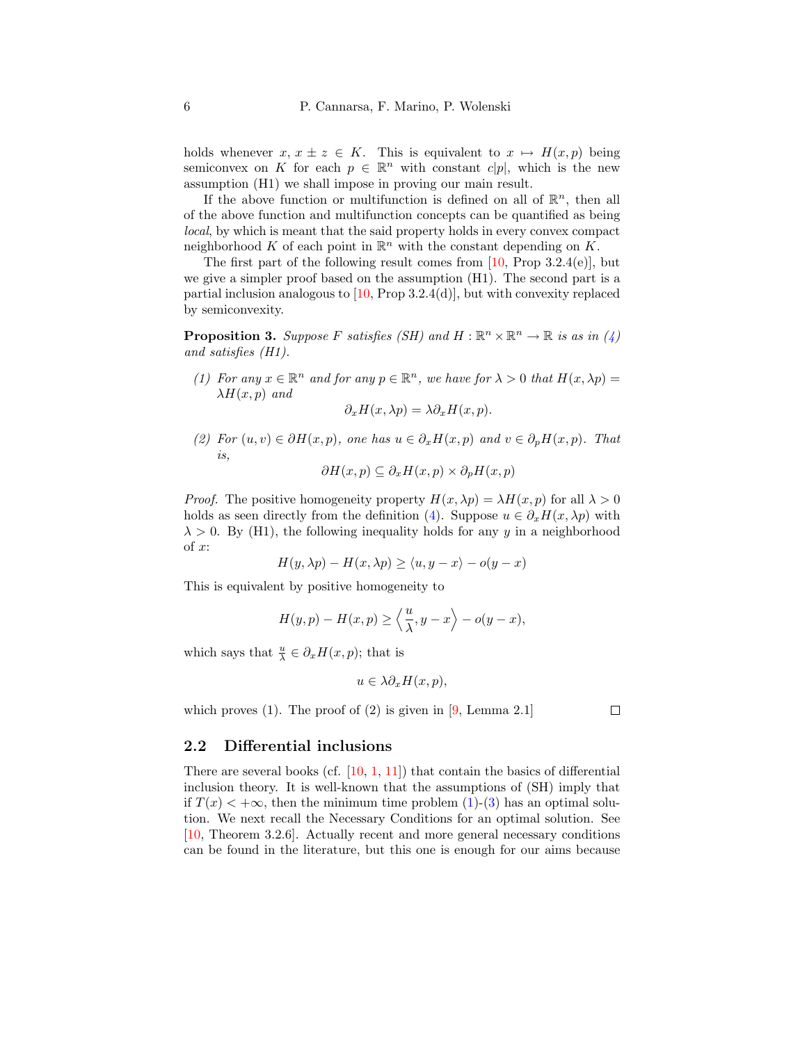holds whenever $x, x \pm z \in K$. This is equivalent to $x \mapsto H(x,p)$ being semiconvex on $K$ for each $p \in \mathbb{R}^n$ with constant $c|p|$, which is the new assumption (H1) we shall impose in proving our main result.

If the above function or multifunction is defined on all of $\mathbb{R}^n$, then all of the above function and multifunction concepts can be quantified as being *local*, by which is meant that the said property holds in every convex compact neighborhood $K$ of each point in $\mathbb{R}^n$ with the constant depending on $K$.

The first part of the following result comes from [10, Prop 3.2.4(e)], but we give a simpler proof based on the assumption (H1). The second part is a partial inclusion analogous to [10, Prop 3.2.4(d)], but with convexity replaced by semiconvexity.

**Proposition 3.** *Suppose $F$ satisfies (SH) and $H : \mathbb{R}^n \times \mathbb{R}^n \to \mathbb{R}$ is as in (4) and satisfies (H1).*

*(1) For any $x \in \mathbb{R}^n$ and for any $p \in \mathbb{R}^n$, we have for $\lambda > 0$ that $H(x, \lambda p) = \lambda H(x,p)$ and*

$$\partial_x H(x, \lambda p) = \lambda \partial_x H(x,p).$$

*(2) For $(u,v) \in \partial H(x,p)$, one has $u \in \partial_x H(x,p)$ and $v \in \partial_p H(x,p)$. That is,*

$$\partial H(x,p) \subseteq \partial_x H(x,p) \times \partial_p H(x,p)$$

*Proof.* The positive homogeneity property $H(x, \lambda p) = \lambda H(x,p)$ for all $\lambda > 0$ holds as seen directly from the definition (4). Suppose $u \in \partial_x H(x, \lambda p)$ with $\lambda > 0$. By (H1), the following inequality holds for any $y$ in a neighborhood of $x$:

$$H(y, \lambda p) - H(x, \lambda p) \geq \langle u, y - x \rangle - o(y - x)$$

This is equivalent by positive homogeneity to

$$H(y,p) - H(x,p) \geq \left\langle \frac{u}{\lambda}, y - x \right\rangle - o(y - x),$$

which says that $\frac{u}{\lambda} \in \partial_x H(x,p)$; that is

$$u \in \lambda \partial_x H(x,p),$$

which proves (1). The proof of (2) is given in [9, Lemma 2.1] $\square$

## 2.2 Differential inclusions

There are several books (cf. [10, 1, 11]) that contain the basics of differential inclusion theory. It is well-known that the assumptions of (SH) imply that if $T(x) < +\infty$, then the minimum time problem (1)-(3) has an optimal solution. We next recall the Necessary Conditions for an optimal solution. See [10, Theorem 3.2.6]. Actually recent and more general necessary conditions can be found in the literature, but this one is enough for our aims because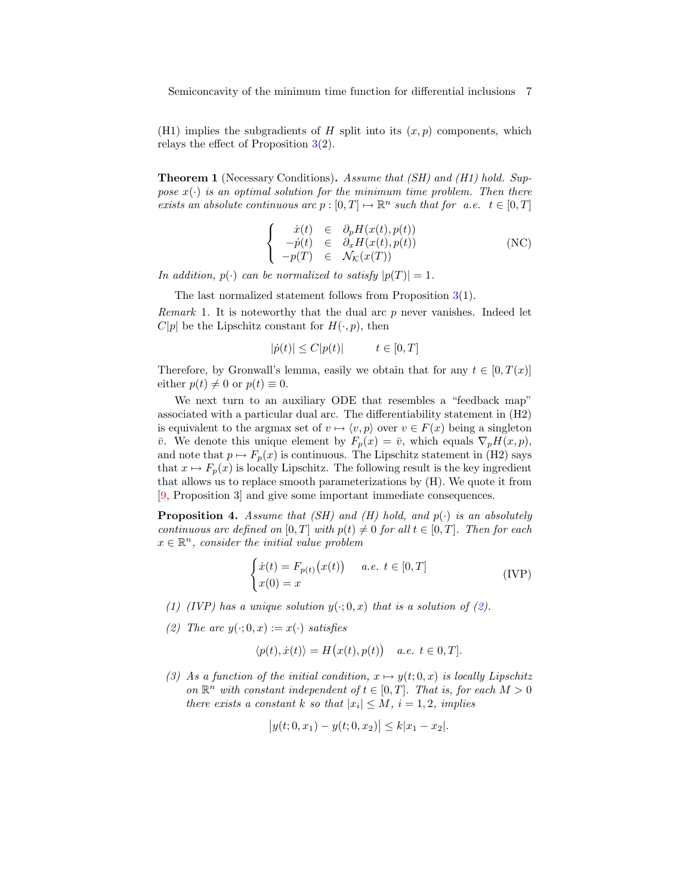(H1) implies the subgradients of $H$ split into its $(x, p)$ components, which relays the effect of Proposition 3(2).

**Theorem 1** (Necessary Conditions)**.** *Assume that (SH) and (H1) hold. Suppose $x(\cdot)$ is an optimal solution for the minimum time problem. Then there exists an absolute continuous arc $p : [0, T] \mapsto \mathbb{R}^n$ such that for a.e. $t \in [0, T]$*

$$\left\{ \begin{array}{rcl} \dot{x}(t) & \in & \partial_p H(x(t), p(t)) \\ -\dot{p}(t) & \in & \partial_x H(x(t), p(t)) \\ -p(T) & \in & \mathcal{N}_{\mathcal{K}}(x(T)) \end{array} \right. \tag{NC}$$

*In addition, $p(\cdot)$ can be normalized to satisfy $|p(T)| = 1$.*

The last normalized statement follows from Proposition 3(1).

*Remark* 1. It is noteworthy that the dual arc $p$ never vanishes. Indeed let $C|p|$ be the Lipschitz constant for $H(\cdot, p)$, then

$$|\dot{p}(t)| \leq C|p(t)| \qquad t \in [0, T]$$

Therefore, by Gronwall's lemma, easily we obtain that for any $t \in [0, T(x)]$ either $p(t) \neq 0$ or $p(t) \equiv 0$.

We next turn to an auxiliary ODE that resembles a "feedback map" associated with a particular dual arc. The differentiability statement in (H2) is equivalent to the argmax set of $v \mapsto \langle v, p \rangle$ over $v \in F(x)$ being a singleton $\bar{v}$. We denote this unique element by $F_p(x) = \bar{v}$, which equals $\nabla_p H(x, p)$, and note that $p \mapsto F_p(x)$ is continuous. The Lipschitz statement in (H2) says that $x \mapsto F_p(x)$ is locally Lipschitz. The following result is the key ingredient that allows us to replace smooth parameterizations by (H). We quote it from [9, Proposition 3] and give some important immediate consequences.

**Proposition 4.** *Assume that (SH) and (H) hold, and $p(\cdot)$ is an absolutely continuous arc defined on $[0, T]$ with $p(t) \neq 0$ for all $t \in [0, T]$. Then for each $x \in \mathbb{R}^n$, consider the initial value problem*

$$\begin{cases} \dot{x}(t) = F_{p(t)}\big(x(t)\big) & a.e.\ t \in [0, T] \\ x(0) = x \end{cases} \tag{IVP}$$

*(1) (IVP) has a unique solution $y(\cdot; 0, x)$ that is a solution of (2).*

*(2) The arc $y(\cdot; 0, x) := x(\cdot)$ satisfies*

$$\langle p(t), \dot{x}(t) \rangle = H\big(x(t), p(t)\big) \quad a.e.\ t \in 0, T].$$

*(3) As a function of the initial condition, $x \mapsto y(t; 0, x)$ is locally Lipschitz on $\mathbb{R}^n$ with constant independent of $t \in [0, T]$. That is, for each $M > 0$ there exists a constant $k$ so that $|x_i| \leq M$, $i = 1, 2$, implies*

$$\big|y(t; 0, x_1) - y(t; 0, x_2)\big| \leq k|x_1 - x_2|.$$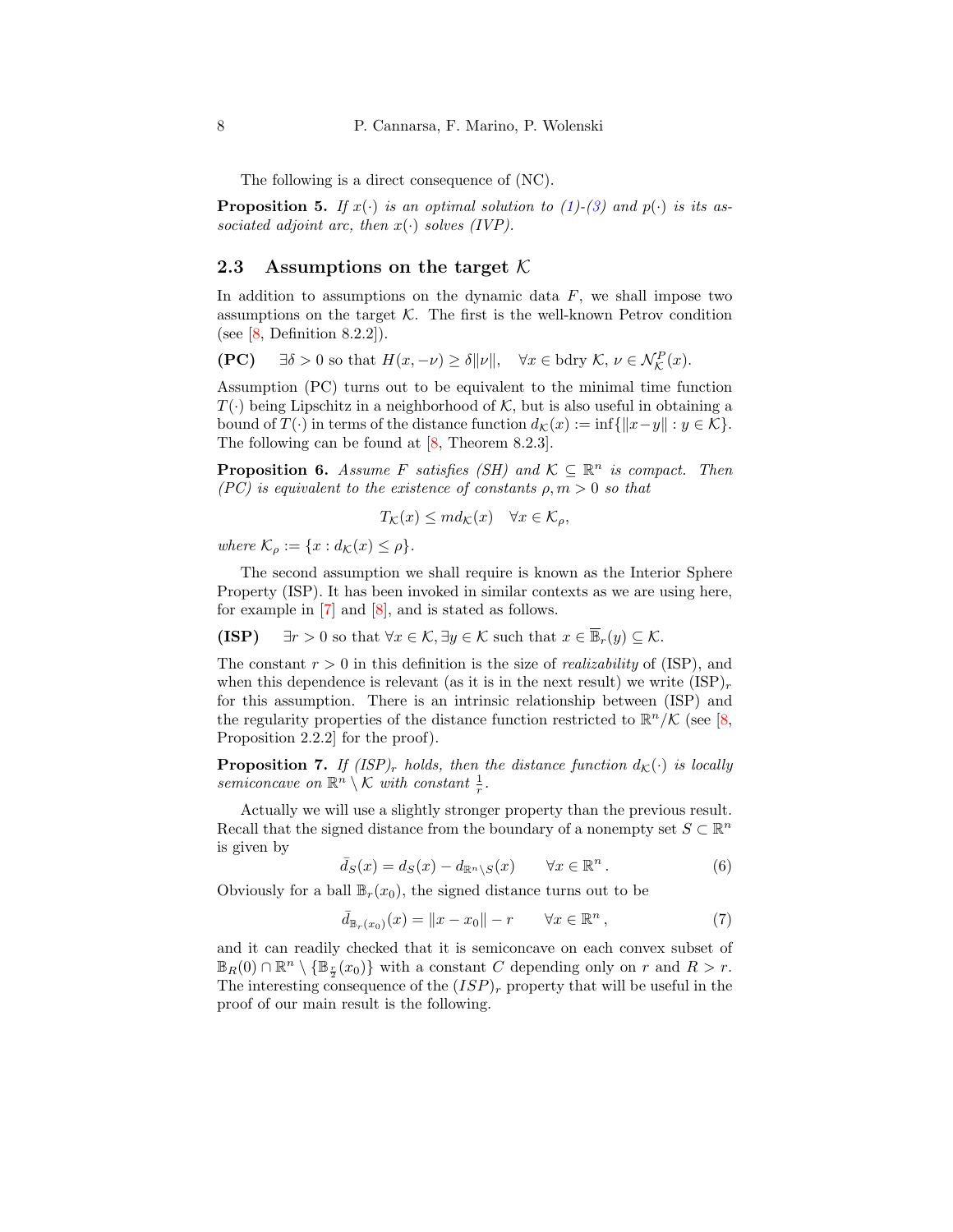The following is a direct consequence of (NC).

**Proposition 5.** *If $x(\cdot)$ is an optimal solution to (1)-(3) and $p(\cdot)$ is its associated adjoint arc, then $x(\cdot)$ solves (IVP).*

### 2.3 Assumptions on the target $\mathcal{K}$

In addition to assumptions on the dynamic data $F$, we shall impose two assumptions on the target $\mathcal{K}$. The first is the well-known Petrov condition (see [8, Definition 8.2.2]).

**(PC)** $\quad \exists \delta > 0$ so that $H(x, -\nu) \geq \delta \|\nu\|, \quad \forall x \in \text{bdry } \mathcal{K}, \, \nu \in \mathcal{N}^P_{\mathcal{K}}(x).$

Assumption (PC) turns out to be equivalent to the minimal time function $T(\cdot)$ being Lipschitz in a neighborhood of $\mathcal{K}$, but is also useful in obtaining a bound of $T(\cdot)$ in terms of the distance function $d_{\mathcal{K}}(x) := \inf\{\|x-y\| : y \in \mathcal{K}\}$. The following can be found at [8, Theorem 8.2.3].

**Proposition 6.** *Assume $F$ satisfies (SH) and $\mathcal{K} \subseteq \mathbb{R}^n$ is compact. Then (PC) is equivalent to the existence of constants $\rho, m > 0$ so that*

$$T_{\mathcal{K}}(x) \leq m d_{\mathcal{K}}(x) \quad \forall x \in \mathcal{K}_\rho,$$

*where $\mathcal{K}_\rho := \{x : d_{\mathcal{K}}(x) \leq \rho\}$.*

The second assumption we shall require is known as the Interior Sphere Property (ISP). It has been invoked in similar contexts as we are using here, for example in [7] and [8], and is stated as follows.

**(ISP)** $\quad \exists r > 0$ so that $\forall x \in \mathcal{K}, \exists y \in \mathcal{K}$ such that $x \in \overline{\mathbb{B}}_r(y) \subseteq \mathcal{K}$.

The constant $r > 0$ in this definition is the size of *realizability* of (ISP), and when this dependence is relevant (as it is in the next result) we write $(\text{ISP})_r$ for this assumption. There is an intrinsic relationship between (ISP) and the regularity properties of the distance function restricted to $\mathbb{R}^n/\mathcal{K}$ (see [8, Proposition 2.2.2] for the proof).

**Proposition 7.** *If $(ISP)_r$ holds, then the distance function $d_{\mathcal{K}}(\cdot)$ is locally semiconcave on $\mathbb{R}^n \setminus \mathcal{K}$ with constant $\frac{1}{r}$.*

Actually we will use a slightly stronger property than the previous result. Recall that the signed distance from the boundary of a nonempty set $S \subset \mathbb{R}^n$ is given by

$$\bar{d}_S(x) = d_S(x) - d_{\mathbb{R}^n \setminus S}(x) \qquad \forall x \in \mathbb{R}^n. \tag{6}$$

Obviously for a ball $\mathbb{B}_r(x_0)$, the signed distance turns out to be

$$\bar{d}_{\mathbb{B}_r(x_0)}(x) = \|x - x_0\| - r \qquad \forall x \in \mathbb{R}^n, \tag{7}$$

and it can readily checked that it is semiconcave on each convex subset of $\mathbb{B}_R(0) \cap \mathbb{R}^n \setminus \{\mathbb{B}_{\frac{r}{2}}(x_0)\}$ with a constant $C$ depending only on $r$ and $R > r$. The interesting consequence of the $(ISP)_r$ property that will be useful in the proof of our main result is the following.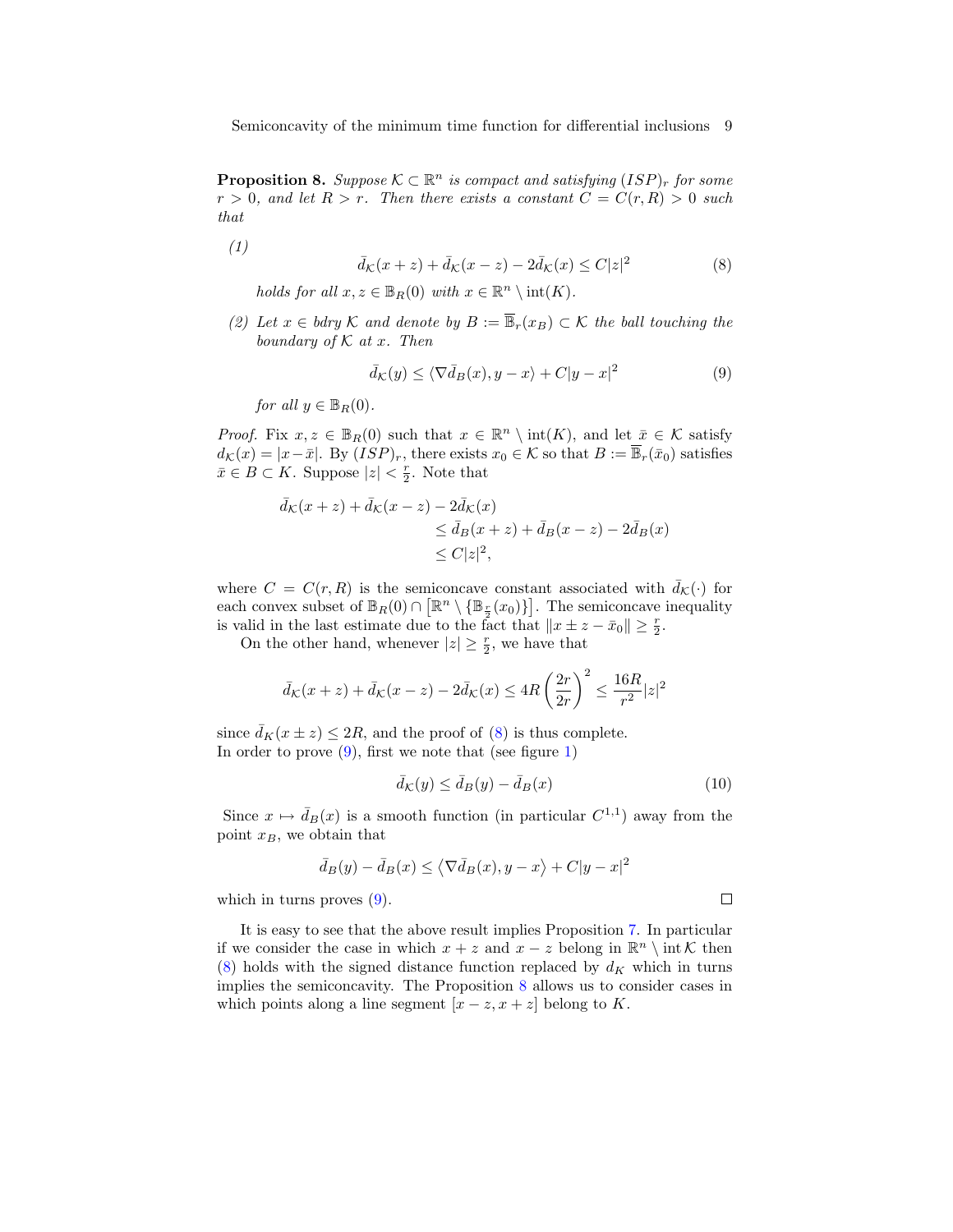**Proposition 8.** *Suppose $\mathcal{K} \subset \mathbb{R}^n$ is compact and satisfying $(ISP)_r$ for some $r > 0$, and let $R > r$. Then there exists a constant $C = C(r, R) > 0$ such that*

*(1)*

$$\bar{d}_{\mathcal{K}}(x+z) + \bar{d}_{\mathcal{K}}(x-z) - 2\bar{d}_{\mathcal{K}}(x) \leq C|z|^2 \tag{8}$$

*holds for all $x, z \in \mathbb{B}_R(0)$ with $x \in \mathbb{R}^n \setminus \operatorname{int}(K)$.*

*(2) Let $x \in \text{bdry}\, \mathcal{K}$ and denote by $B := \overline{\mathbb{B}}_r(x_B) \subset \mathcal{K}$ the ball touching the boundary of $\mathcal{K}$ at $x$. Then*

$$\bar{d}_{\mathcal{K}}(y) \leq \langle \nabla \bar{d}_B(x), y - x \rangle + C|y - x|^2 \tag{9}$$

*for all $y \in \mathbb{B}_R(0)$.*

*Proof.* Fix $x, z \in \mathbb{B}_R(0)$ such that $x \in \mathbb{R}^n \setminus \operatorname{int}(K)$, and let $\bar{x} \in \mathcal{K}$ satisfy $d_{\mathcal{K}}(x) = |x - \bar{x}|$. By $(ISP)_r$, there exists $x_0 \in \mathcal{K}$ so that $B := \overline{\mathbb{B}}_r(\bar{x}_0)$ satisfies $\bar{x} \in B \subset K$. Suppose $|z| < \frac{r}{2}$. Note that

$$\begin{aligned}
\bar{d}_{\mathcal{K}}(x+z) + \bar{d}_{\mathcal{K}}(x-z) - 2\bar{d}_{\mathcal{K}}(x) \\
&\leq \bar{d}_B(x+z) + \bar{d}_B(x-z) - 2\bar{d}_B(x) \\
&\leq C|z|^2,
\end{aligned}$$

where $C = C(r, R)$ is the semiconcave constant associated with $\bar{d}_{\mathcal{K}}(\cdot)$ for each convex subset of $\mathbb{B}_R(0) \cap \left[\mathbb{R}^n \setminus \{\mathbb{B}_{\frac{r}{2}}(x_0)\}\right]$. The semiconcave inequality is valid in the last estimate due to the fact that $\|x \pm z - \bar{x}_0\| \geq \frac{r}{2}$.

On the other hand, whenever $|z| \geq \frac{r}{2}$, we have that

$$\bar{d}_{\mathcal{K}}(x+z) + \bar{d}_{\mathcal{K}}(x-z) - 2\bar{d}_{\mathcal{K}}(x) \leq 4R\left(\frac{2r}{2r}\right)^2 \leq \frac{16R}{r^2}|z|^2$$

since $\bar{d}_K(x \pm z) \leq 2R$, and the proof of (8) is thus complete.
In order to prove (9), first we note that (see figure 1)

$$\bar{d}_{\mathcal{K}}(y) \leq \bar{d}_B(y) - \bar{d}_B(x) \tag{10}$$

Since $x \mapsto \bar{d}_B(x)$ is a smooth function (in particular $C^{1,1}$) away from the point $x_B$, we obtain that

$$\bar{d}_B(y) - \bar{d}_B(x) \leq \left\langle \nabla \bar{d}_B(x), y - x \right\rangle + C|y - x|^2$$

which in turns proves (9). ∎

It is easy to see that the above result implies Proposition 7. In particular if we consider the case in which $x + z$ and $x - z$ belong in $\mathbb{R}^n \setminus \operatorname{int} \mathcal{K}$ then (8) holds with the signed distance function replaced by $d_K$ which in turns implies the semiconcavity. The Proposition 8 allows us to consider cases in which points along a line segment $[x - z, x + z]$ belong to $K$.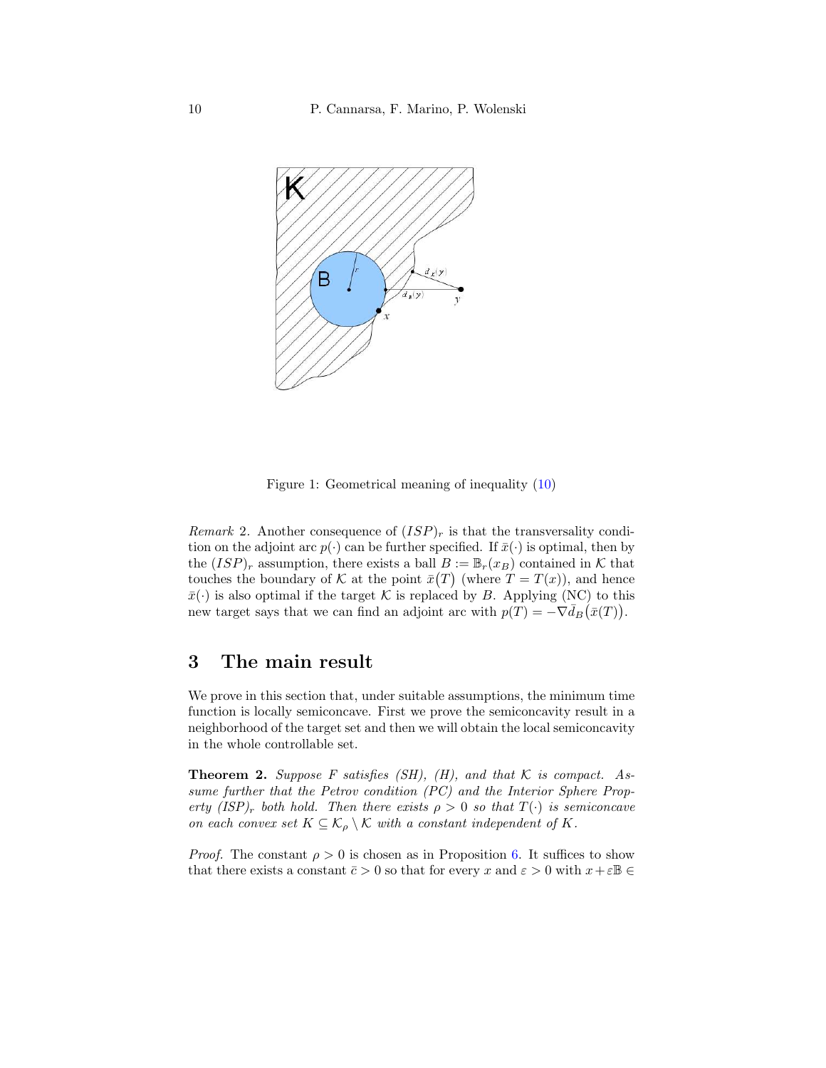Figure 1: Geometrical meaning of inequality (10)

*Remark* 2. Another consequence of $(ISP)_r$ is that the transversality condition on the adjoint arc $p(\cdot)$ can be further specified. If $\bar{x}(\cdot)$ is optimal, then by the $(ISP)_r$ assumption, there exists a ball $B := \mathbb{B}_r(x_B)$ contained in $\mathcal{K}$ that touches the boundary of $\mathcal{K}$ at the point $\bar{x}(T)$ (where $T = T(x)$), and hence $\bar{x}(\cdot)$ is also optimal if the target $\mathcal{K}$ is replaced by $B$. Applying (NC) to this new target says that we can find an adjoint arc with $p(T) = -\nabla \bar{d}_B\big(\bar{x}(T)\big)$.

## 3 The main result

We prove in this section that, under suitable assumptions, the minimum time function is locally semiconcave. First we prove the semiconcavity result in a neighborhood of the target set and then we will obtain the local semiconcavity in the whole controllable set.

**Theorem 2.** *Suppose $F$ satisfies (SH), (H), and that $\mathcal{K}$ is compact. Assume further that the Petrov condition (PC) and the Interior Sphere Property $(ISP)_r$ both hold. Then there exists $\rho > 0$ so that $T(\cdot)$ is semiconcave on each convex set $K \subseteq \mathcal{K}_\rho \setminus \mathcal{K}$ with a constant independent of $K$.*

*Proof.* The constant $\rho > 0$ is chosen as in Proposition 6. It suffices to show that there exists a constant $\bar{c} > 0$ so that for every $x$ and $\varepsilon > 0$ with $x + \varepsilon\mathbb{B} \in$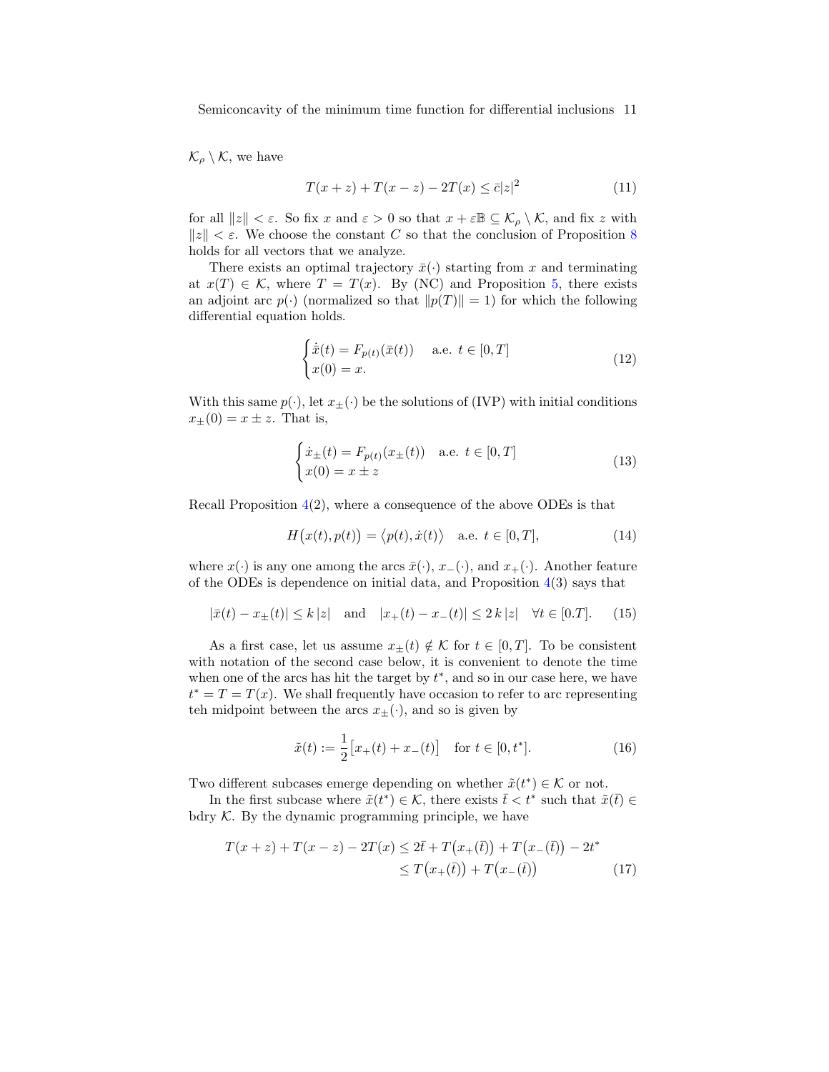$\mathcal{K}_\rho \setminus \mathcal{K}$, we have

$$T(x+z) + T(x-z) - 2T(x) \leq \bar{c}|z|^2 \tag{11}$$

for all $\|z\| < \varepsilon$. So fix $x$ and $\varepsilon > 0$ so that $x + \varepsilon\mathbb{B} \subseteq \mathcal{K}_\rho \setminus \mathcal{K}$, and fix $z$ with $\|z\| < \varepsilon$. We choose the constant $C$ so that the conclusion of Proposition 8 holds for all vectors that we analyze.

There exists an optimal trajectory $\bar{x}(\cdot)$ starting from $x$ and terminating at $x(T) \in \mathcal{K}$, where $T = T(x)$. By (NC) and Proposition 5, there exists an adjoint arc $p(\cdot)$ (normalized so that $\|p(T)\| = 1$) for which the following differential equation holds.

$$\begin{cases} \dot{\bar{x}}(t) = F_{p(t)}(\bar{x}(t)) & \text{a.e. } t \in [0,T] \\ x(0) = x. \end{cases} \tag{12}$$

With this same $p(\cdot)$, let $x_\pm(\cdot)$ be the solutions of (IVP) with initial conditions $x_\pm(0) = x \pm z$. That is,

$$\begin{cases} \dot{x}_\pm(t) = F_{p(t)}(x_\pm(t)) & \text{a.e. } t \in [0,T] \\ x(0) = x \pm z \end{cases} \tag{13}$$

Recall Proposition 4(2), where a consequence of the above ODEs is that

$$H\big(x(t), p(t)\big) = \big\langle p(t), \dot{x}(t) \big\rangle \quad \text{a.e. } t \in [0,T], \tag{14}$$

where $x(\cdot)$ is any one among the arcs $\bar{x}(\cdot)$, $x_-(\cdot)$, and $x_+(\cdot)$. Another feature of the ODEs is dependence on initial data, and Proposition 4(3) says that

$$|\bar{x}(t) - x_\pm(t)| \leq k\,|z| \quad \text{and} \quad |x_+(t) - x_-(t)| \leq 2\,k\,|z| \quad \forall t \in [0.T]. \tag{15}$$

As a first case, let us assume $x_\pm(t) \notin \mathcal{K}$ for $t \in [0,T]$. To be consistent with notation of the second case below, it is convenient to denote the time when one of the arcs has hit the target by $t^*$, and so in our case here, we have $t^* = T = T(x)$. We shall frequently have occasion to refer to arc representing teh midpoint between the arcs $x_\pm(\cdot)$, and so is given by

$$\tilde{x}(t) := \frac{1}{2}\big[x_+(t) + x_-(t)\big] \quad \text{for } t \in [0, t^*]. \tag{16}$$

Two different subcases emerge depending on whether $\tilde{x}(t^*) \in \mathcal{K}$ or not.

In the first subcase where $\tilde{x}(t^*) \in \mathcal{K}$, there exists $\bar{t} < t^*$ such that $\tilde{x}(\bar{t}) \in$ bdry $\mathcal{K}$. By the dynamic programming principle, we have

$$\begin{aligned} T(x+z) + T(x-z) - 2T(x) &\leq 2\bar{t} + T\big(x_+(\bar{t})\big) + T\big(x_-(\bar{t})\big) - 2t^* \\ &\leq T\big(x_+(\bar{t})\big) + T\big(x_-(\bar{t})\big) \end{aligned} \tag{17}$$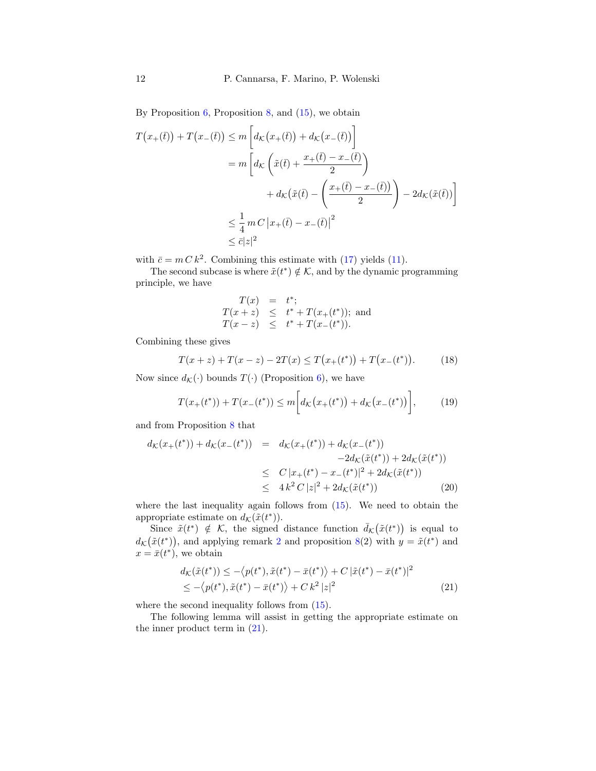By Proposition 6, Proposition 8, and (15), we obtain

$$
\begin{aligned}
T\big(x_+(\bar t)\big) + T\big(x_-(\bar t)\big) &\le m\left[d_{\mathcal K}\big(x_+(\bar t)\big) + d_{\mathcal K}\big(x_-(\bar t)\big)\right] \\
&= m\left[d_{\mathcal K}\left(\tilde x(\bar t) + \frac{x_+(\bar t) - x_-(\bar t)}{2}\right)\right. \\
&\qquad\left. + d_{\mathcal K}\big(\tilde x(\bar t) - \left(\frac{x_+(\bar t) - x_-(\bar t))}{2}\right) - 2d_{\mathcal K}(\tilde x(\bar t))\right] \\
&\le \frac{1}{4}\, m\, C\, \big|x_+(\bar t) - x_-(\bar t)\big|^2 \\
&\le \bar c |z|^2
\end{aligned}
$$

with $\bar c = m\, C\, k^2$. Combining this estimate with (17) yields (11).

The second subcase is where $\tilde x(t^*) \notin \mathcal K$, and by the dynamic programming principle, we have

$$
\begin{array}{rcl}
T(x) & = & t^*; \\
T(x+z) & \le & t^* + T(x_+(t^*)); \text{ and} \\
T(x-z) & \le & t^* + T(x_-(t^*)).
\end{array}
$$

Combining these gives

$$
T(x+z) + T(x-z) - 2T(x) \le T\big(x_+(t^*)\big) + T\big(x_-(t^*)\big). \tag{18}
$$

Now since $d_{\mathcal K}(\cdot)$ bounds $T(\cdot)$ (Proposition 6), we have

$$
T(x_+(t^*)) + T(x_-(t^*)) \le m\Big[d_{\mathcal K}\big(x_+(t^*)\big) + d_{\mathcal K}\big(x_-(t^*)\big)\Big], \tag{19}
$$

and from Proposition 8 that

$$
\begin{array}{rcl}
d_{\mathcal K}(x_+(t^*)) + d_{\mathcal K}(x_-(t^*)) & = & d_{\mathcal K}(x_+(t^*)) + d_{\mathcal K}(x_-(t^*)) \\
 & & \quad -2d_{\mathcal K}(\tilde x(t^*)) + 2d_{\mathcal K}(\tilde x(t^*)) \\
 & \le & C\, |x_+(t^*) - x_-(t^*)|^2 + 2d_{\mathcal K}(\tilde x(t^*)) \\
 & \le & 4\, k^2\, C\, |z|^2 + 2d_{\mathcal K}(\tilde x(t^*))
\end{array} \tag{20}
$$

where the last inequality again follows from (15). We need to obtain the appropriate estimate on $d_{\mathcal K}(\tilde x(t^*))$.

Since $\tilde x(t^*) \notin \mathcal K$, the signed distance function $\bar d_{\mathcal K}\big(\tilde x(t^*)\big)$ is equal to $d_{\mathcal K}\big(\tilde x(t^*)\big)$, and applying remark 2 and proposition 8(2) with $y = \tilde x(t^*)$ and $x = \bar x(t^*)$, we obtain

$$
\begin{aligned}
d_{\mathcal K}(\tilde x(t^*)) &\le -\big\langle p(t^*), \tilde x(t^*) - \bar x(t^*)\big\rangle + C\, |\tilde x(t^*) - \bar x(t^*)|^2 \\
&\le -\big\langle p(t^*), \tilde x(t^*) - \bar x(t^*)\big\rangle + C\, k^2\, |z|^2
\end{aligned} \tag{21}
$$

where the second inequality follows from (15).

The following lemma will assist in getting the appropriate estimate on the inner product term in (21).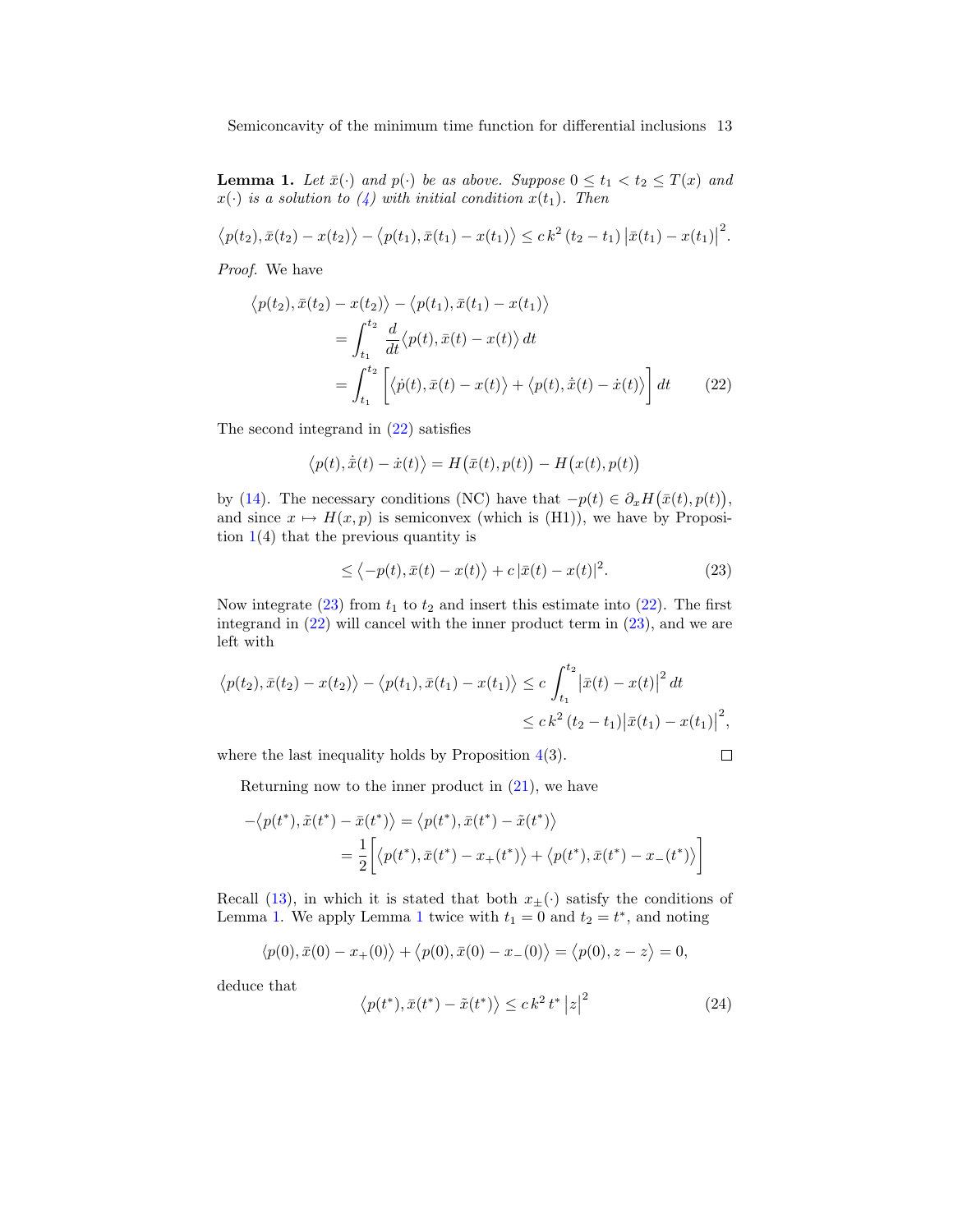**Lemma 1.** *Let $\bar{x}(\cdot)$ and $p(\cdot)$ be as above. Suppose $0 \le t_1 < t_2 \le T(x)$ and $x(\cdot)$ is a solution to (4) with initial condition $x(t_1)$. Then*

$$\big\langle p(t_2), \bar{x}(t_2) - x(t_2) \big\rangle - \big\langle p(t_1), \bar{x}(t_1) - x(t_1) \big\rangle \le c\, k^2\, (t_2 - t_1)\, \big|\bar{x}(t_1) - x(t_1)\big|^2.$$

*Proof.* We have

$$\begin{aligned}
\big\langle p(t_2), \bar{x}(t_2) - x(t_2) \big\rangle &- \big\langle p(t_1), \bar{x}(t_1) - x(t_1) \big\rangle \\
&= \int_{t_1}^{t_2} \frac{d}{dt} \big\langle p(t), \bar{x}(t) - x(t) \big\rangle \, dt \\
&= \int_{t_1}^{t_2} \Big[ \big\langle \dot{p}(t), \bar{x}(t) - x(t) \big\rangle + \big\langle p(t), \dot{\bar{x}}(t) - \dot{x}(t) \big\rangle \Big] \, dt
\end{aligned} \tag{22}$$

The second integrand in (22) satisfies

$$\big\langle p(t), \dot{\bar{x}}(t) - \dot{x}(t) \big\rangle = H\big(\bar{x}(t), p(t)\big) - H\big(x(t), p(t)\big)$$

by (14). The necessary conditions (NC) have that $-p(t) \in \partial_x H\big(\bar{x}(t), p(t)\big)$, and since $x \mapsto H(x,p)$ is semiconvex (which is (H1)), we have by Proposition 1(4) that the previous quantity is

$$\le \big\langle -p(t), \bar{x}(t) - x(t) \big\rangle + c\, |\bar{x}(t) - x(t)|^2. \tag{23}$$

Now integrate (23) from $t_1$ to $t_2$ and insert this estimate into (22). The first integrand in (22) will cancel with the inner product term in (23), and we are left with

$$\begin{aligned}
\big\langle p(t_2), \bar{x}(t_2) - x(t_2) \big\rangle - \big\langle p(t_1), \bar{x}(t_1) - x(t_1) \big\rangle &\le c \int_{t_1}^{t_2} \big|\bar{x}(t) - x(t)\big|^2 \, dt \\
&\le c\, k^2\, (t_2 - t_1) \big|\bar{x}(t_1) - x(t_1)\big|^2,
\end{aligned}$$

where the last inequality holds by Proposition 4(3). $\square$

Returning now to the inner product in (21), we have

$$\begin{aligned}
-\big\langle p(t^*), \tilde{x}(t^*) - \bar{x}(t^*) \big\rangle &= \big\langle p(t^*), \bar{x}(t^*) - \tilde{x}(t^*) \big\rangle \\
&= \frac{1}{2} \Big[ \big\langle p(t^*), \bar{x}(t^*) - x_+(t^*) \big\rangle + \big\langle p(t^*), \bar{x}(t^*) - x_-(t^*) \big\rangle \Big]
\end{aligned}$$

Recall (13), in which it is stated that both $x_\pm(\cdot)$ satisfy the conditions of Lemma 1. We apply Lemma 1 twice with $t_1 = 0$ and $t_2 = t^*$, and noting

$$\big\langle p(0), \bar{x}(0) - x_+(0) \big\rangle + \big\langle p(0), \bar{x}(0) - x_-(0) \big\rangle = \big\langle p(0), z - z \big\rangle = 0,$$

deduce that

$$\big\langle p(t^*), \bar{x}(t^*) - \tilde{x}(t^*) \big\rangle \le c\, k^2\, t^*\, \big|z\big|^2 \tag{24}$$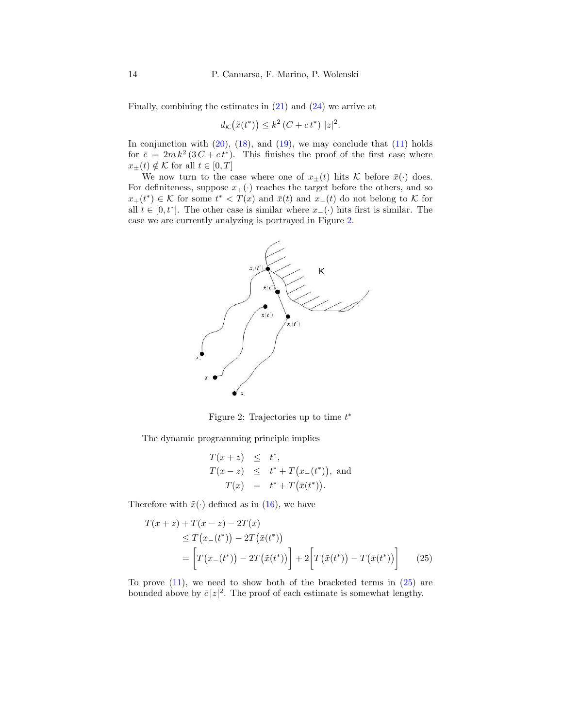Finally, combining the estimates in (21) and (24) we arrive at

$$d_{\mathcal{K}}\big(\tilde{x}(t^*)\big) \leq k^2\,(C + c\,t^*)\;|z|^2.$$

In conjunction with (20), (18), and (19), we may conclude that (11) holds for $\bar{c} = 2m\,k^2\,(3\,C + c\,t^*)$. This finishes the proof of the first case where $x_{\pm}(t) \notin \mathcal{K}$ for all $t \in [0, T]$

We now turn to the case where one of $x_{\pm}(t)$ hits $\mathcal{K}$ before $\bar{x}(\cdot)$ does. For definiteness, suppose $x_+(\cdot)$ reaches the target before the others, and so $x_+(t^*) \in \mathcal{K}$ for some $t^* < T(x)$ and $\bar{x}(t)$ and $x_-(t)$ do not belong to $\mathcal{K}$ for all $t \in [0, t^*]$. The other case is similar where $x_-(\cdot)$ hits first is similar. The case we are currently analyzing is portrayed in Figure 2.

Figure 2: Trajectories up to time $t^*$

The dynamic programming principle implies

$$\begin{aligned}
T(x+z) &\leq t^*, \\
T(x-z) &\leq t^* + T\big(x_-(t^*)\big), \text{ and} \\
T(x) &= t^* + T\big(\bar{x}(t^*)\big).
\end{aligned}$$

Therefore with $\tilde{x}(\cdot)$ defined as in (16), we have

$$\begin{aligned}
T(x+z) &+ T(x-z) - 2T(x) \\
&\leq T\big(x_-(t^*)\big) - 2T\big(\bar{x}(t^*)\big) \\
&= \Big[T\big(x_-(t^*)\big) - 2T\big(\tilde{x}(t^*)\big)\Big] + 2\Big[T\big(\tilde{x}(t^*)\big) - T\big(\bar{x}(t^*)\big)\Big] \qquad (25)
\end{aligned}$$

To prove (11), we need to show both of the bracketed terms in (25) are bounded above by $\bar{c}\,|z|^2$. The proof of each estimate is somewhat lengthy.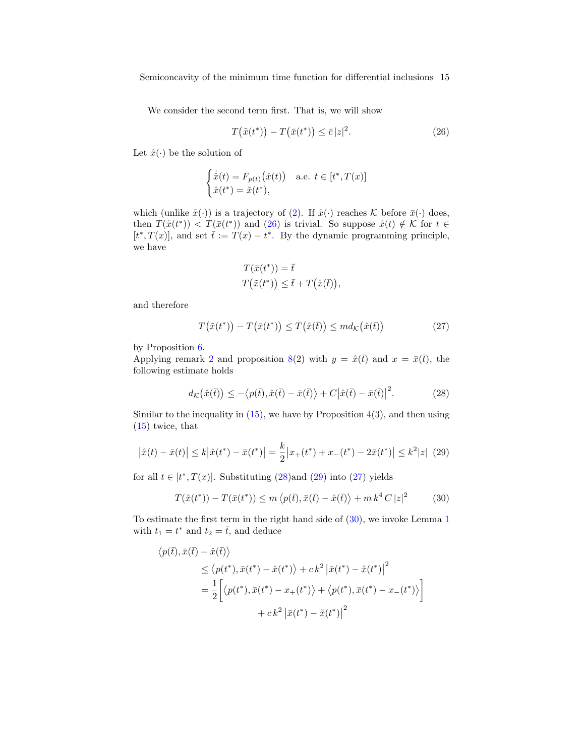We consider the second term first. That is, we will show

$$T\big(\tilde{x}(t^*)\big) - T\big(\bar{x}(t^*)\big) \le \bar{c}\,|z|^2. \tag{26}$$

Let $\hat{x}(\cdot)$ be the solution of

$$\begin{cases} \dot{\hat{x}}(t) = F_{p(t)}\big(\hat{x}(t)\big) & \text{a.e. } t \in [t^*, T(x)] \\ \hat{x}(t^*) = \tilde{x}(t^*), \end{cases}$$

which (unlike $\tilde{x}(\cdot)$) is a trajectory of (2). If $\hat{x}(\cdot)$ reaches $\mathcal{K}$ before $\bar{x}(\cdot)$ does, then $T(\tilde{x}(t^*)) < T(\bar{x}(t^*))$ and (26) is trivial. So suppose $\hat{x}(t) \notin \mathcal{K}$ for $t \in [t^*, T(x)]$, and set $\bar{t} := T(x) - t^*$. By the dynamic programming principle, we have

$$\begin{aligned} T(\bar{x}(t^*)) &= \bar{t} \\ T\big(\tilde{x}(t^*)\big) &\le \bar{t} + T\big(\hat{x}(\bar{t})\big), \end{aligned}$$

and therefore

$$T\big(\tilde{x}(t^*)\big) - T\big(\bar{x}(t^*)\big) \le T\big(\hat{x}(\bar{t})\big) \le m d_{\mathcal{K}}\big(\hat{x}(\bar{t})\big) \tag{27}$$

by Proposition 6.
Applying remark 2 and proposition 8(2) with $y = \hat{x}(\bar{t})$ and $x = \bar{x}(\bar{t})$, the following estimate holds

$$d_{\mathcal{K}}\big(\hat{x}(\bar{t})\big) \le -\big\langle p(\bar{t}), \hat{x}(\bar{t}) - \bar{x}(\bar{t})\big\rangle + C\big|\hat{x}(\bar{t}) - \bar{x}(\bar{t})\big|^2. \tag{28}$$

Similar to the inequality in (15), we have by Proposition 4(3), and then using (15) twice, that

$$\big|\hat{x}(t) - \bar{x}(t)\big| \le k\big|\hat{x}(t^*) - \bar{x}(t^*)\big| = \frac{k}{2}\big|x_+(t^*) + x_-(t^*) - 2\bar{x}(t^*)\big| \le k^2|z| \tag{29}$$

for all $t \in [t^*, T(x)]$. Substituting (28)and (29) into (27) yields

$$T(\tilde{x}(t^*)) - T(\bar{x}(t^*)) \le m\,\langle p(\bar{t}), \bar{x}(\bar{t}) - \hat{x}(\bar{t})\rangle + m\,k^4\,C\,|z|^2 \tag{30}$$

To estimate the first term in the right hand side of (30), we invoke Lemma 1 with $t_1 = t^*$ and $t_2 = \bar{t}$, and deduce

$$\begin{aligned} &\big\langle p(\bar{t}), \bar{x}(\bar{t}) - \hat{x}(\bar{t})\big\rangle \\ &\qquad \le \big\langle p(t^*), \bar{x}(t^*) - \hat{x}(t^*)\big\rangle + c\,k^2\,\big|\bar{x}(t^*) - \hat{x}(t^*)\big|^2 \\ &\qquad = \frac{1}{2}\Big[\big\langle p(t^*), \bar{x}(t^*) - x_+(t^*)\big\rangle + \big\langle p(t^*), \bar{x}(t^*) - x_-(t^*)\big\rangle\Big] \\ &\qquad\qquad + c\,k^2\,\big|\bar{x}(t^*) - \tilde{x}(t^*)\big|^2 \end{aligned}$$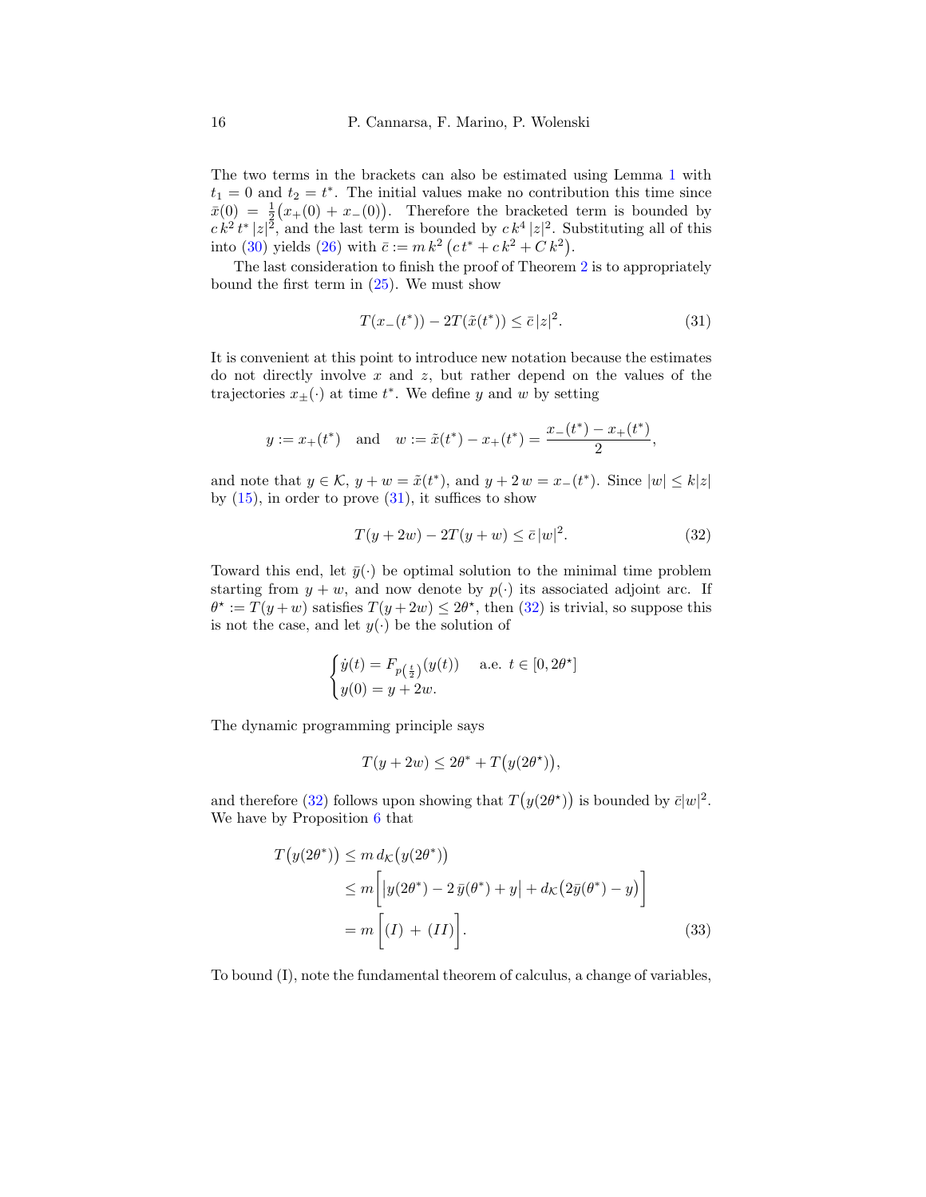The two terms in the brackets can also be estimated using Lemma 1 with $t_1 = 0$ and $t_2 = t^*$. The initial values make no contribution this time since $\bar{x}(0) = \frac{1}{2}\big(x_+(0) + x_-(0)\big)$. Therefore the bracketed term is bounded by $c\,k^2\,t^*\,|z|^2$, and the last term is bounded by $c\,k^4\,|z|^2$. Substituting all of this into (30) yields (26) with $\bar{c} := m\,k^2\,\big(c\,t^* + c\,k^2 + C\,k^2\big)$.

The last consideration to finish the proof of Theorem 2 is to appropriately bound the first term in (25). We must show

$$T(x_-(t^*)) - 2T(\tilde{x}(t^*)) \leq \bar{c}\,|z|^2. \tag{31}$$

It is convenient at this point to introduce new notation because the estimates do not directly involve $x$ and $z$, but rather depend on the values of the trajectories $x_\pm(\cdot)$ at time $t^*$. We define $y$ and $w$ by setting

$$y := x_+(t^*) \quad \text{and} \quad w := \tilde{x}(t^*) - x_+(t^*) = \frac{x_-(t^*) - x_+(t^*)}{2},$$

and note that $y \in \mathcal{K}$, $y + w = \tilde{x}(t^*)$, and $y + 2\,w = x_-(t^*)$. Since $|w| \leq k|z|$ by (15), in order to prove (31), it suffices to show

$$T(y + 2w) - 2T(y + w) \leq \bar{c}\,|w|^2. \tag{32}$$

Toward this end, let $\bar{y}(\cdot)$ be optimal solution to the minimal time problem starting from $y + w$, and now denote by $p(\cdot)$ its associated adjoint arc. If $\theta^\star := T(y + w)$ satisfies $T(y + 2w) \leq 2\theta^\star$, then (32) is trivial, so suppose this is not the case, and let $y(\cdot)$ be the solution of

$$\begin{cases} \dot{y}(t) = F_{p\left(\frac{t}{2}\right)}(y(t)) & \text{a.e. } t \in [0, 2\theta^\star] \\ y(0) = y + 2w. \end{cases}$$

The dynamic programming principle says

$$T(y + 2w) \leq 2\theta^* + T\big(y(2\theta^\star)\big),$$

and therefore (32) follows upon showing that $T\big(y(2\theta^\star)\big)$ is bounded by $\bar{c}|w|^2$. We have by Proposition 6 that

$$\begin{aligned} T\big(y(2\theta^*)\big) &\leq m\,d_{\mathcal{K}}\big(y(2\theta^*)\big) \\ &\leq m\left[\big|y(2\theta^*) - 2\,\bar{y}(\theta^*) + y\big| + d_{\mathcal{K}}\big(2\bar{y}(\theta^*) - y\big)\right] \\ &= m\left[(I) \,+\, (II)\right]. \end{aligned} \tag{33}$$

To bound (I), note the fundamental theorem of calculus, a change of variables,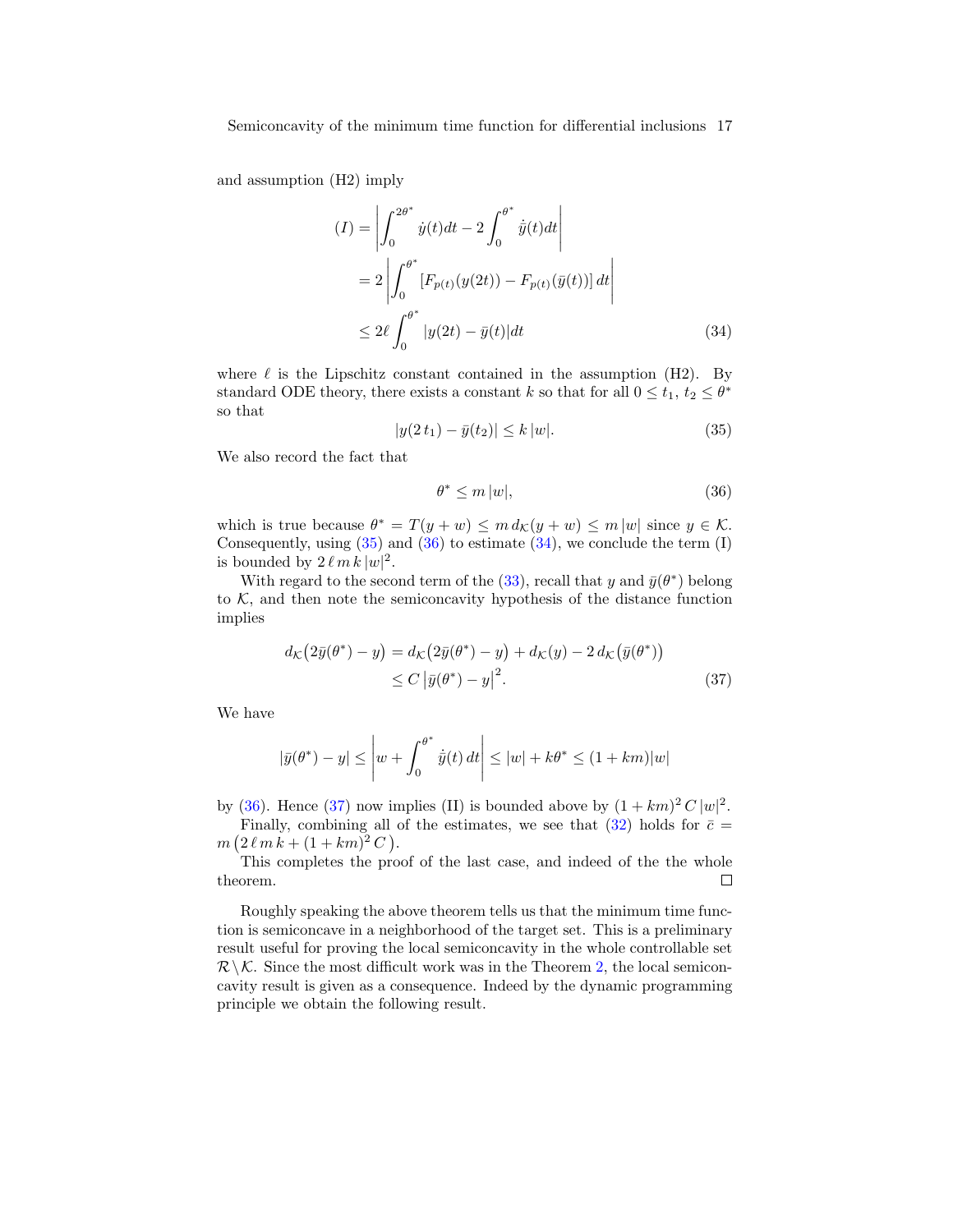and assumption (H2) imply

$$
\begin{aligned}
(I) &= \left| \int_0^{2\theta^*} \dot{y}(t)dt - 2\int_0^{\theta^*} \dot{\bar{y}}(t)dt \right| \\
&= 2\left| \int_0^{\theta^*} \left[F_{p(t)}(y(2t)) - F_{p(t)}(\bar{y}(t))\right] dt \right| \\
&\leq 2\ell \int_0^{\theta^*} |y(2t) - \bar{y}(t)| dt
\end{aligned}
\tag{34}
$$

where $\ell$ is the Lipschitz constant contained in the assumption (H2). By standard ODE theory, there exists a constant $k$ so that for all $0 \leq t_1,\, t_2 \leq \theta^*$ so that

$$
|y(2\,t_1) - \bar{y}(t_2)| \leq k\,|w|. \tag{35}
$$

We also record the fact that

$$
\theta^* \leq m\,|w|, \tag{36}
$$

which is true because $\theta^* = T(y+w) \leq m\, d_{\mathcal{K}}(y+w) \leq m\,|w|$ since $y \in \mathcal{K}$. Consequently, using (35) and (36) to estimate (34), we conclude the term (I) is bounded by $2\,\ell\, m\, k\,|w|^2$.

With regard to the second term of the (33), recall that $y$ and $\bar{y}(\theta^*)$ belong to $\mathcal{K}$, and then note the semiconcavity hypothesis of the distance function implies

$$
\begin{aligned}
d_{\mathcal{K}}\big(2\bar{y}(\theta^*) - y\big) &= d_{\mathcal{K}}\big(2\bar{y}(\theta^*) - y\big) + d_{\mathcal{K}}(y) - 2\, d_{\mathcal{K}}\big(\bar{y}(\theta^*)\big) \\
&\leq C\, \big|\bar{y}(\theta^*) - y\big|^2.
\end{aligned}
\tag{37}
$$

We have

$$
|\bar{y}(\theta^*) - y| \leq \left| w + \int_0^{\theta^*} \dot{\bar{y}}(t)\, dt \right| \leq |w| + k\theta^* \leq (1+km)|w|
$$

by (36). Hence (37) now implies (II) is bounded above by $(1+km)^2\, C\,|w|^2$.

Finally, combining all of the estimates, we see that (32) holds for $\bar{c} = m\left(2\,\ell\, m\, k + (1+km)^2\, C\right)$.

This completes the proof of the last case, and indeed of the the whole theorem. □

Roughly speaking the above theorem tells us that the minimum time function is semiconcave in a neighborhood of the target set. This is a preliminary result useful for proving the local semiconcavity in the whole controllable set $\mathcal{R} \backslash \mathcal{K}$. Since the most difficult work was in the Theorem 2, the local semiconcavity result is given as a consequence. Indeed by the dynamic programming principle we obtain the following result.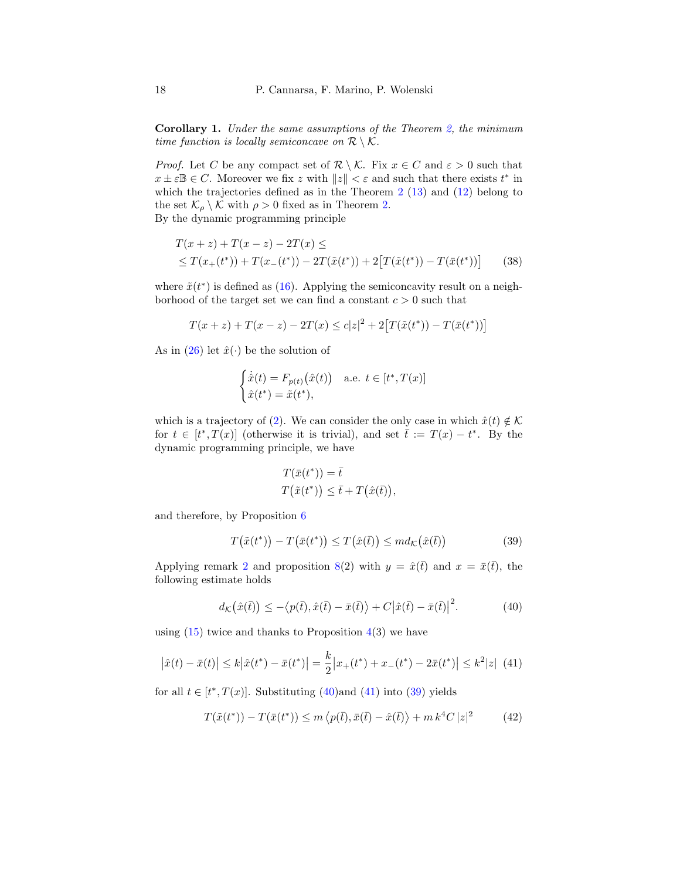**Corollary 1.** *Under the same assumptions of the Theorem 2, the minimum time function is locally semiconcave on $\mathcal{R} \setminus \mathcal{K}$.*

*Proof.* Let $C$ be any compact set of $\mathcal{R} \setminus \mathcal{K}$. Fix $x \in C$ and $\varepsilon > 0$ such that $x \pm \varepsilon\mathbb{B} \in C$. Moreover we fix $z$ with $\|z\| < \varepsilon$ and such that there exists $t^*$ in which the trajectories defined as in the Theorem 2 (13) and (12) belong to the set $\mathcal{K}_\rho \setminus \mathcal{K}$ with $\rho > 0$ fixed as in Theorem 2.
By the dynamic programming principle

$$
\begin{aligned}
&T(x+z) + T(x-z) - 2T(x) \leq \\
&\leq T(x_+(t^*)) + T(x_-(t^*)) - 2T(\tilde{x}(t^*)) + 2\big[T(\tilde{x}(t^*)) - T(\bar{x}(t^*))\big] \qquad (38)
\end{aligned}
$$

where $\tilde{x}(t^*)$ is defined as (16). Applying the semiconcavity result on a neighborhood of the target set we can find a constant $c > 0$ such that

$$
T(x+z) + T(x-z) - 2T(x) \leq c|z|^2 + 2\big[T(\tilde{x}(t^*)) - T(\bar{x}(t^*))\big]
$$

As in (26) let $\hat{x}(\cdot)$ be the solution of

$$
\begin{cases}
\dot{\hat{x}}(t) = F_{p(t)}\big(\hat{x}(t)\big) & \text{a.e. } t \in [t^*, T(x)] \\
\hat{x}(t^*) = \tilde{x}(t^*),
\end{cases}
$$

which is a trajectory of (2). We can consider the only case in which $\hat{x}(t) \notin \mathcal{K}$ for $t \in [t^*, T(x)]$ (otherwise it is trivial), and set $\bar{t} := T(x) - t^*$. By the dynamic programming principle, we have

$$
\begin{aligned}
T(\bar{x}(t^*)) &= \bar{t} \\
T\big(\tilde{x}(t^*)\big) &\leq \bar{t} + T\big(\hat{x}(\bar{t})\big),
\end{aligned}
$$

and therefore, by Proposition 6

$$
T\big(\tilde{x}(t^*)\big) - T\big(\bar{x}(t^*)\big) \leq T\big(\hat{x}(\bar{t})\big) \leq m d_{\mathcal{K}}\big(\hat{x}(\bar{t})\big) \qquad (39)
$$

Applying remark 2 and proposition 8(2) with $y = \hat{x}(\bar{t})$ and $x = \bar{x}(\bar{t})$, the following estimate holds

$$
d_{\mathcal{K}}\big(\hat{x}(\bar{t})\big) \leq -\big\langle p(\bar{t}), \hat{x}(\bar{t}) - \bar{x}(\bar{t})\big\rangle + C\big|\hat{x}(\bar{t}) - \bar{x}(\bar{t})\big|^2. \qquad (40)
$$

using (15) twice and thanks to Proposition 4(3) we have

$$
\big|\hat{x}(t) - \bar{x}(t)\big| \leq k\big|\hat{x}(t^*) - \bar{x}(t^*)\big| = \frac{k}{2}\big|x_+(t^*) + x_-(t^*) - 2\bar{x}(t^*)\big| \leq k^2|z| \quad (41)
$$

for all $t \in [t^*, T(x)]$. Substituting (40)and (41) into (39) yields

$$
T(\tilde{x}(t^*)) - T(\bar{x}(t^*)) \leq m\,\langle p(\bar{t}), \bar{x}(\bar{t}) - \hat{x}(\bar{t})\rangle + m\,k^4 C\,|z|^2 \qquad (42)
$$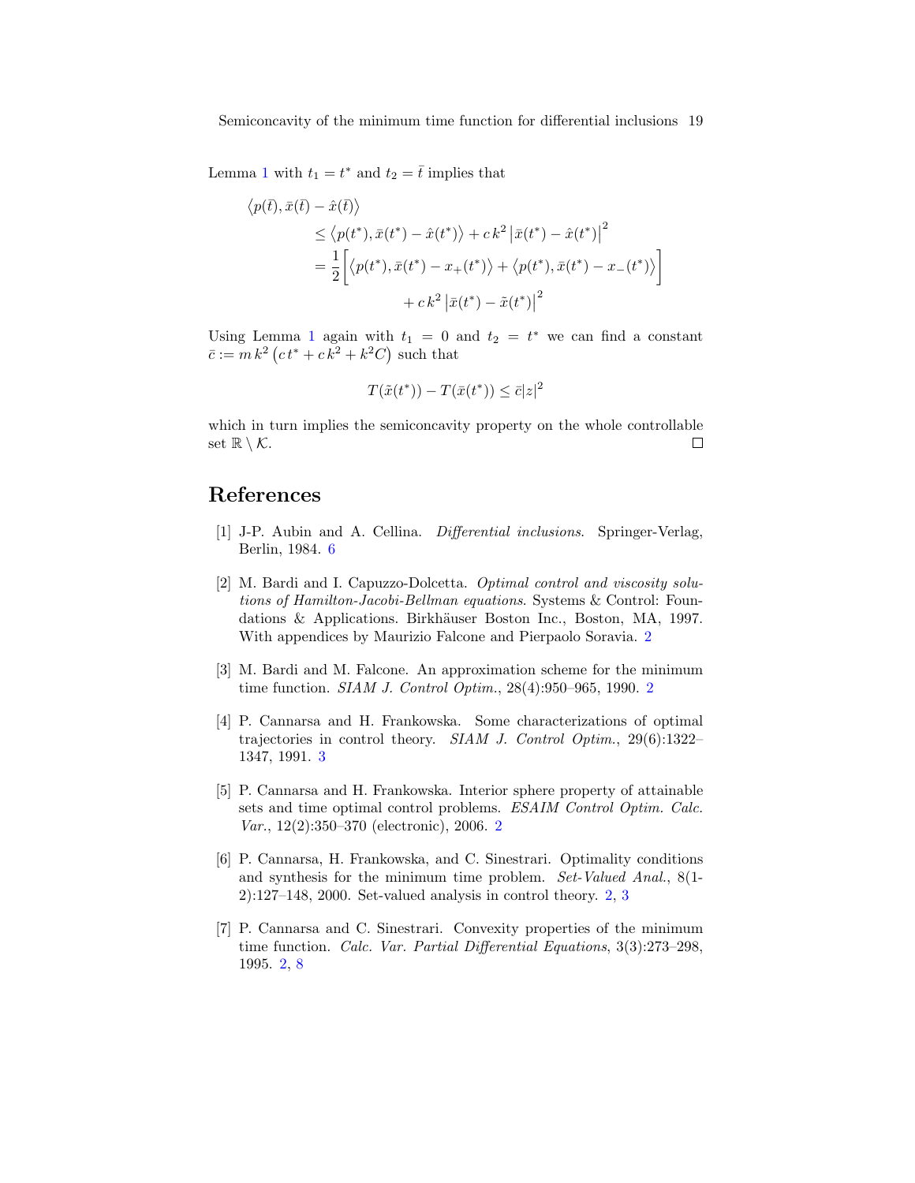Lemma 1 with $t_1 = t^*$ and $t_2 = \bar{t}$ implies that

$$
\begin{aligned}
&\langle p(\bar{t}), \bar{x}(\bar{t}) - \hat{x}(\bar{t}) \rangle \\
&\qquad \leq \langle p(t^*), \bar{x}(t^*) - \hat{x}(t^*) \rangle + c\, k^2 \left| \bar{x}(t^*) - \hat{x}(t^*) \right|^2 \\
&\qquad = \frac{1}{2} \Big[ \langle p(t^*), \bar{x}(t^*) - x_+(t^*) \rangle + \langle p(t^*), \bar{x}(t^*) - x_-(t^*) \rangle \Big] \\
&\qquad\qquad + c\, k^2 \left| \bar{x}(t^*) - \tilde{x}(t^*) \right|^2
\end{aligned}
$$

Using Lemma 1 again with $t_1 = 0$ and $t_2 = t^*$ we can find a constant $\bar{c} := m\, k^2 \left( c\, t^* + c\, k^2 + k^2 C \right)$ such that

$$
T(\tilde{x}(t^*)) - T(\bar{x}(t^*)) \leq \bar{c} |z|^2
$$

which in turn implies the semiconcavity property on the whole controllable set $\mathbb{R} \setminus \mathcal{K}$. □

## References

[1] J-P. Aubin and A. Cellina. *Differential inclusions.* Springer-Verlag, Berlin, 1984. 6

[2] M. Bardi and I. Capuzzo-Dolcetta. *Optimal control and viscosity solutions of Hamilton-Jacobi-Bellman equations.* Systems & Control: Foundations & Applications. Birkhäuser Boston Inc., Boston, MA, 1997. With appendices by Maurizio Falcone and Pierpaolo Soravia. 2

[3] M. Bardi and M. Falcone. An approximation scheme for the minimum time function. *SIAM J. Control Optim.*, 28(4):950–965, 1990. 2

[4] P. Cannarsa and H. Frankowska. Some characterizations of optimal trajectories in control theory. *SIAM J. Control Optim.*, 29(6):1322–1347, 1991. 3

[5] P. Cannarsa and H. Frankowska. Interior sphere property of attainable sets and time optimal control problems. *ESAIM Control Optim. Calc. Var.*, 12(2):350–370 (electronic), 2006. 2

[6] P. Cannarsa, H. Frankowska, and C. Sinestrari. Optimality conditions and synthesis for the minimum time problem. *Set-Valued Anal.*, 8(1-2):127–148, 2000. Set-valued analysis in control theory. 2, 3

[7] P. Cannarsa and C. Sinestrari. Convexity properties of the minimum time function. *Calc. Var. Partial Differential Equations*, 3(3):273–298, 1995. 2, 8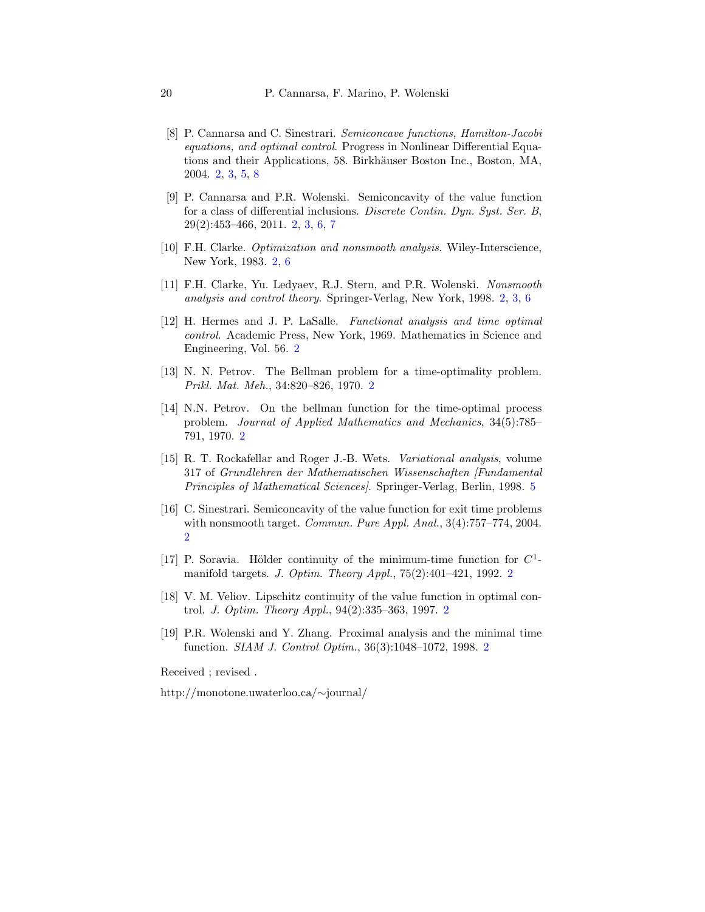[8] P. Cannarsa and C. Sinestrari. *Semiconcave functions, Hamilton-Jacobi equations, and optimal control*. Progress in Nonlinear Differential Equations and their Applications, 58. Birkhäuser Boston Inc., Boston, MA, 2004. 2, 3, 5, 8

[9] P. Cannarsa and P.R. Wolenski. Semiconcavity of the value function for a class of differential inclusions. *Discrete Contin. Dyn. Syst. Ser. B*, 29(2):453–466, 2011. 2, 3, 6, 7

[10] F.H. Clarke. *Optimization and nonsmooth analysis*. Wiley-Interscience, New York, 1983. 2, 6

[11] F.H. Clarke, Yu. Ledyaev, R.J. Stern, and P.R. Wolenski. *Nonsmooth analysis and control theory*. Springer-Verlag, New York, 1998. 2, 3, 6

[12] H. Hermes and J. P. LaSalle. *Functional analysis and time optimal control*. Academic Press, New York, 1969. Mathematics in Science and Engineering, Vol. 56. 2

[13] N. N. Petrov. The Bellman problem for a time-optimality problem. *Prikl. Mat. Meh.*, 34:820–826, 1970. 2

[14] N.N. Petrov. On the bellman function for the time-optimal process problem. *Journal of Applied Mathematics and Mechanics*, 34(5):785–791, 1970. 2

[15] R. T. Rockafellar and Roger J.-B. Wets. *Variational analysis*, volume 317 of *Grundlehren der Mathematischen Wissenschaften [Fundamental Principles of Mathematical Sciences]*. Springer-Verlag, Berlin, 1998. 5

[16] C. Sinestrari. Semiconcavity of the value function for exit time problems with nonsmooth target. *Commun. Pure Appl. Anal.*, 3(4):757–774, 2004. 2

[17] P. Soravia. Hölder continuity of the minimum-time function for $C^1$-manifold targets. *J. Optim. Theory Appl.*, 75(2):401–421, 1992. 2

[18] V. M. Veliov. Lipschitz continuity of the value function in optimal control. *J. Optim. Theory Appl.*, 94(2):335–363, 1997. 2

[19] P.R. Wolenski and Y. Zhang. Proximal analysis and the minimal time function. *SIAM J. Control Optim.*, 36(3):1048–1072, 1998. 2

Received ; revised .

http://monotone.uwaterloo.ca/∼journal/